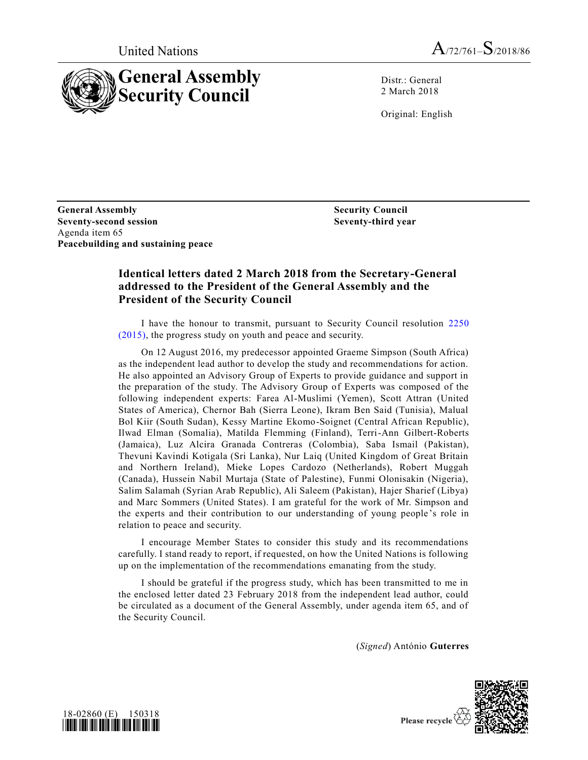United Nations A/72/761–S/2018/86

# General Assembly Security Council

Distr.: General
2 March 2018

Original: English

**General Assembly**
**Seventy-second session**
Agenda item 65
**Peacebuilding and sustaining peace**

**Security Council**
**Seventy-third year**

## Identical letters dated 2 March 2018 from the Secretary-General addressed to the President of the General Assembly and the President of the Security Council

I have the honour to transmit, pursuant to Security Council resolution 2250 (2015), the progress study on youth and peace and security.

On 12 August 2016, my predecessor appointed Graeme Simpson (South Africa) as the independent lead author to develop the study and recommendations for action. He also appointed an Advisory Group of Experts to provide guidance and support in the preparation of the study. The Advisory Group of Experts was composed of the following independent experts: Farea Al-Muslimi (Yemen), Scott Attran (United States of America), Chernor Bah (Sierra Leone), Ikram Ben Said (Tunisia), Malual Bol Kiir (South Sudan), Kessy Martine Ekomo-Soignet (Central African Republic), Ilwad Elman (Somalia), Matilda Flemming (Finland), Terri-Ann Gilbert-Roberts (Jamaica), Luz Alcira Granada Contreras (Colombia), Saba Ismail (Pakistan), Thevuni Kavindi Kotigala (Sri Lanka), Nur Laiq (United Kingdom of Great Britain and Northern Ireland), Mieke Lopes Cardozo (Netherlands), Robert Muggah (Canada), Hussein Nabil Murtaja (State of Palestine), Funmi Olonisakin (Nigeria), Salim Salamah (Syrian Arab Republic), Ali Saleem (Pakistan), Hajer Sharief (Libya) and Marc Sommers (United States). I am grateful for the work of Mr. Simpson and the experts and their contribution to our understanding of young people's role in relation to peace and security.

I encourage Member States to consider this study and its recommendations carefully. I stand ready to report, if requested, on how the United Nations is following up on the implementation of the recommendations emanating from the study.

I should be grateful if the progress study, which has been transmitted to me in the enclosed letter dated 23 February 2018 from the independent lead author, could be circulated as a document of the General Assembly, under agenda item 65, and of the Security Council.

(*Signed*) António **Guterres**

18-02860 (E) 150318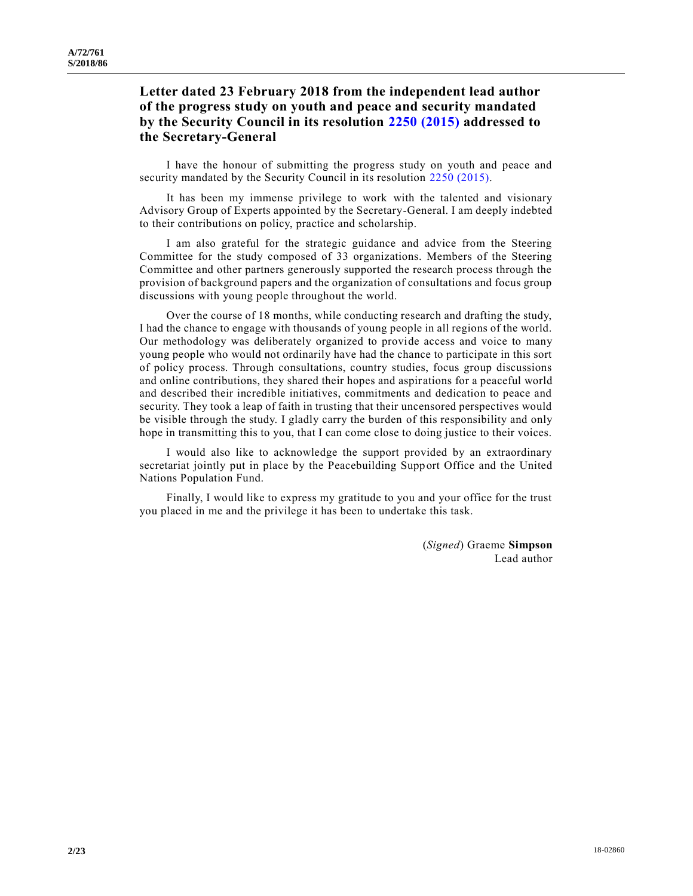## Letter dated 23 February 2018 from the independent lead author of the progress study on youth and peace and security mandated by the Security Council in its resolution 2250 (2015) addressed to the Secretary-General

I have the honour of submitting the progress study on youth and peace and security mandated by the Security Council in its resolution 2250 (2015).

It has been my immense privilege to work with the talented and visionary Advisory Group of Experts appointed by the Secretary-General. I am deeply indebted to their contributions on policy, practice and scholarship.

I am also grateful for the strategic guidance and advice from the Steering Committee for the study composed of 33 organizations. Members of the Steering Committee and other partners generously supported the research process through the provision of background papers and the organization of consultations and focus group discussions with young people throughout the world.

Over the course of 18 months, while conducting research and drafting the study, I had the chance to engage with thousands of young people in all regions of the world. Our methodology was deliberately organized to provide access and voice to many young people who would not ordinarily have had the chance to participate in this sort of policy process. Through consultations, country studies, focus group discussions and online contributions, they shared their hopes and aspirations for a peaceful world and described their incredible initiatives, commitments and dedication to peace and security. They took a leap of faith in trusting that their uncensored perspectives would be visible through the study. I gladly carry the burden of this responsibility and only hope in transmitting this to you, that I can come close to doing justice to their voices.

I would also like to acknowledge the support provided by an extraordinary secretariat jointly put in place by the Peacebuilding Support Office and the United Nations Population Fund.

Finally, I would like to express my gratitude to you and your office for the trust you placed in me and the privilege it has been to undertake this task.

(*Signed*) Graeme **Simpson**
Lead author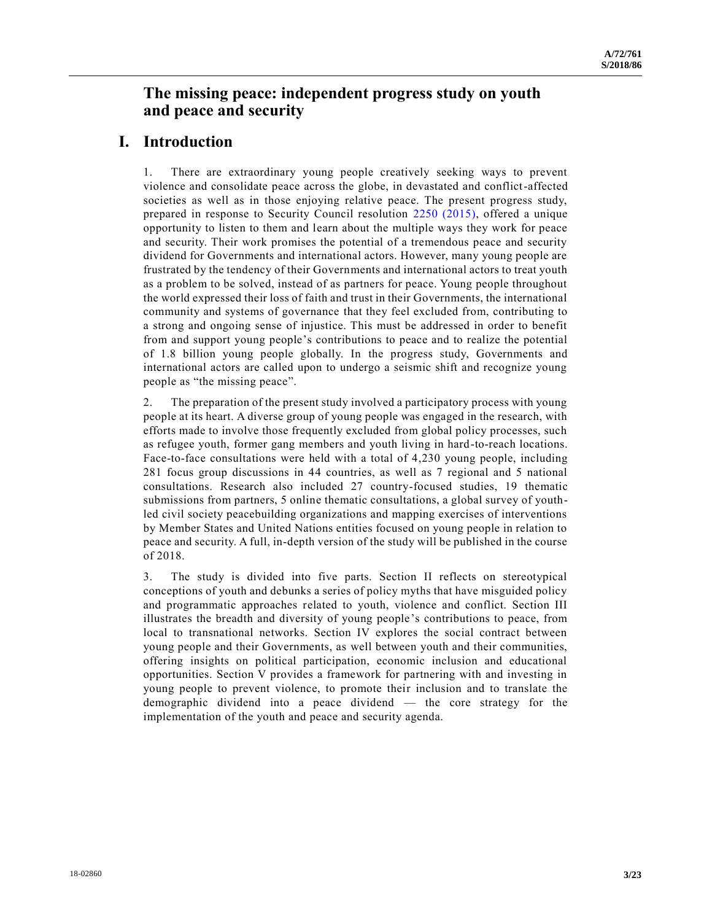# The missing peace: independent progress study on youth and peace and security

## I. Introduction

1. There are extraordinary young people creatively seeking ways to prevent violence and consolidate peace across the globe, in devastated and conflict-affected societies as well as in those enjoying relative peace. The present progress study, prepared in response to Security Council resolution 2250 (2015), offered a unique opportunity to listen to them and learn about the multiple ways they work for peace and security. Their work promises the potential of a tremendous peace and security dividend for Governments and international actors. However, many young people are frustrated by the tendency of their Governments and international actors to treat youth as a problem to be solved, instead of as partners for peace. Young people throughout the world expressed their loss of faith and trust in their Governments, the international community and systems of governance that they feel excluded from, contributing to a strong and ongoing sense of injustice. This must be addressed in order to benefit from and support young people's contributions to peace and to realize the potential of 1.8 billion young people globally. In the progress study, Governments and international actors are called upon to undergo a seismic shift and recognize young people as "the missing peace".

2. The preparation of the present study involved a participatory process with young people at its heart. A diverse group of young people was engaged in the research, with efforts made to involve those frequently excluded from global policy processes, such as refugee youth, former gang members and youth living in hard-to-reach locations. Face-to-face consultations were held with a total of 4,230 young people, including 281 focus group discussions in 44 countries, as well as 7 regional and 5 national consultations. Research also included 27 country-focused studies, 19 thematic submissions from partners, 5 online thematic consultations, a global survey of youth-led civil society peacebuilding organizations and mapping exercises of interventions by Member States and United Nations entities focused on young people in relation to peace and security. A full, in-depth version of the study will be published in the course of 2018.

3. The study is divided into five parts. Section II reflects on stereotypical conceptions of youth and debunks a series of policy myths that have misguided policy and programmatic approaches related to youth, violence and conflict. Section III illustrates the breadth and diversity of young people's contributions to peace, from local to transnational networks. Section IV explores the social contract between young people and their Governments, as well between youth and their communities, offering insights on political participation, economic inclusion and educational opportunities. Section V provides a framework for partnering with and investing in young people to prevent violence, to promote their inclusion and to translate the demographic dividend into a peace dividend — the core strategy for the implementation of the youth and peace and security agenda.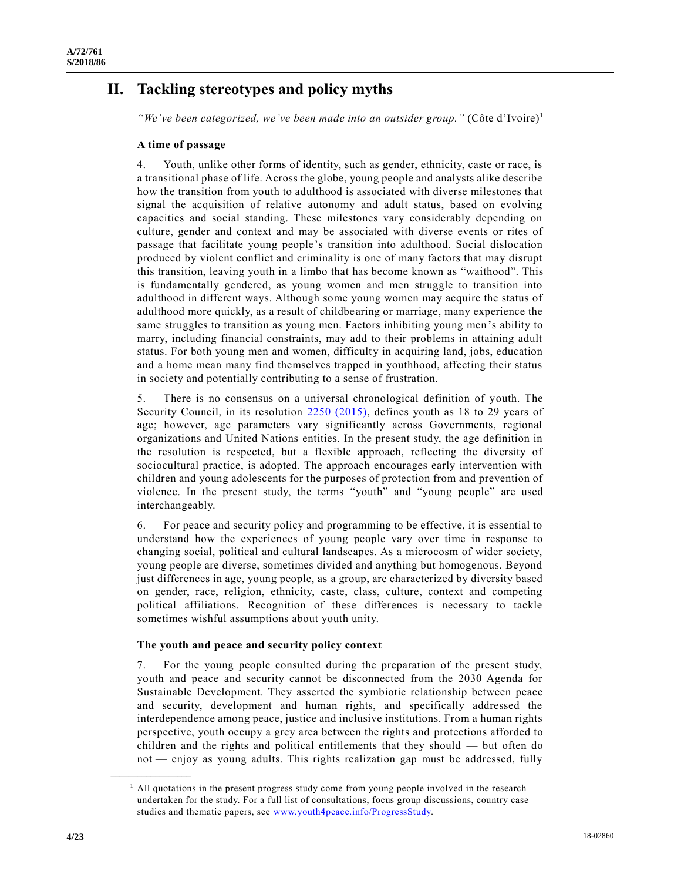# II. Tackling stereotypes and policy myths

*"We've been categorized, we've been made into an outsider group."* (Côte d'Ivoire)[1]

### A time of passage

4. Youth, unlike other forms of identity, such as gender, ethnicity, caste or race, is a transitional phase of life. Across the globe, young people and analysts alike describe how the transition from youth to adulthood is associated with diverse milestones that signal the acquisition of relative autonomy and adult status, based on evolving capacities and social standing. These milestones vary considerably depending on culture, gender and context and may be associated with diverse events or rites of passage that facilitate young people's transition into adulthood. Social dislocation produced by violent conflict and criminality is one of many factors that may disrupt this transition, leaving youth in a limbo that has become known as "waithood". This is fundamentally gendered, as young women and men struggle to transition into adulthood in different ways. Although some young women may acquire the status of adulthood more quickly, as a result of childbearing or marriage, many experience the same struggles to transition as young men. Factors inhibiting young men's ability to marry, including financial constraints, may add to their problems in attaining adult status. For both young men and women, difficulty in acquiring land, jobs, education and a home mean many find themselves trapped in youthhood, affecting their status in society and potentially contributing to a sense of frustration.

5. There is no consensus on a universal chronological definition of youth. The Security Council, in its resolution 2250 (2015), defines youth as 18 to 29 years of age; however, age parameters vary significantly across Governments, regional organizations and United Nations entities. In the present study, the age definition in the resolution is respected, but a flexible approach, reflecting the diversity of sociocultural practice, is adopted. The approach encourages early intervention with children and young adolescents for the purposes of protection from and prevention of violence. In the present study, the terms "youth" and "young people" are used interchangeably.

6. For peace and security policy and programming to be effective, it is essential to understand how the experiences of young people vary over time in response to changing social, political and cultural landscapes. As a microcosm of wider society, young people are diverse, sometimes divided and anything but homogenous. Beyond just differences in age, young people, as a group, are characterized by diversity based on gender, race, religion, ethnicity, caste, class, culture, context and competing political affiliations. Recognition of these differences is necessary to tackle sometimes wishful assumptions about youth unity.

### The youth and peace and security policy context

7. For the young people consulted during the preparation of the present study, youth and peace and security cannot be disconnected from the 2030 Agenda for Sustainable Development. They asserted the symbiotic relationship between peace and security, development and human rights, and specifically addressed the interdependence among peace, justice and inclusive institutions. From a human rights perspective, youth occupy a grey area between the rights and protections afforded to children and the rights and political entitlements that they should — but often do not — enjoy as young adults. This rights realization gap must be addressed, fully

---

[1] All quotations in the present progress study come from young people involved in the research undertaken for the study. For a full list of consultations, focus group discussions, country case studies and thematic papers, see www.youth4peace.info/ProgressStudy.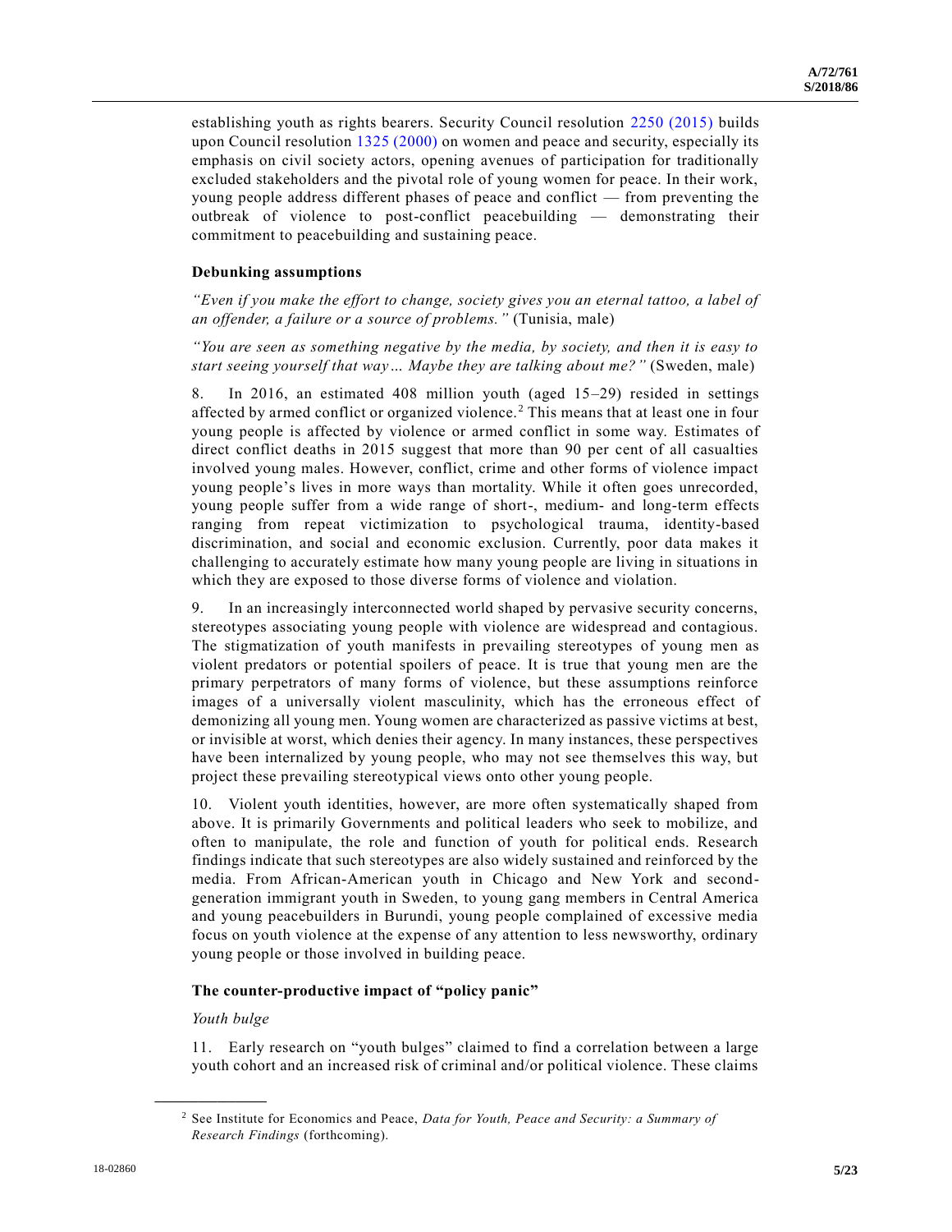establishing youth as rights bearers. Security Council resolution 2250 (2015) builds upon Council resolution 1325 (2000) on women and peace and security, especially its emphasis on civil society actors, opening avenues of participation for traditionally excluded stakeholders and the pivotal role of young women for peace. In their work, young people address different phases of peace and conflict — from preventing the outbreak of violence to post-conflict peacebuilding — demonstrating their commitment to peacebuilding and sustaining peace.

### Debunking assumptions

*"Even if you make the effort to change, society gives you an eternal tattoo, a label of an offender, a failure or a source of problems."* (Tunisia, male)

*"You are seen as something negative by the media, by society, and then it is easy to start seeing yourself that way… Maybe they are talking about me?"* (Sweden, male)

8. In 2016, an estimated 408 million youth (aged 15–29) resided in settings affected by armed conflict or organized violence.[2] This means that at least one in four young people is affected by violence or armed conflict in some way. Estimates of direct conflict deaths in 2015 suggest that more than 90 per cent of all casualties involved young males. However, conflict, crime and other forms of violence impact young people's lives in more ways than mortality. While it often goes unrecorded, young people suffer from a wide range of short-, medium- and long-term effects ranging from repeat victimization to psychological trauma, identity-based discrimination, and social and economic exclusion. Currently, poor data makes it challenging to accurately estimate how many young people are living in situations in which they are exposed to those diverse forms of violence and violation.

9. In an increasingly interconnected world shaped by pervasive security concerns, stereotypes associating young people with violence are widespread and contagious. The stigmatization of youth manifests in prevailing stereotypes of young men as violent predators or potential spoilers of peace. It is true that young men are the primary perpetrators of many forms of violence, but these assumptions reinforce images of a universally violent masculinity, which has the erroneous effect of demonizing all young men. Young women are characterized as passive victims at best, or invisible at worst, which denies their agency. In many instances, these perspectives have been internalized by young people, who may not see themselves this way, but project these prevailing stereotypical views onto other young people.

10. Violent youth identities, however, are more often systematically shaped from above. It is primarily Governments and political leaders who seek to mobilize, and often to manipulate, the role and function of youth for political ends. Research findings indicate that such stereotypes are also widely sustained and reinforced by the media. From African-American youth in Chicago and New York and second-generation immigrant youth in Sweden, to young gang members in Central America and young peacebuilders in Burundi, young people complained of excessive media focus on youth violence at the expense of any attention to less newsworthy, ordinary young people or those involved in building peace.

### The counter-productive impact of "policy panic"

*Youth bulge*

11. Early research on "youth bulges" claimed to find a correlation between a large youth cohort and an increased risk of criminal and/or political violence. These claims

---

[2] See Institute for Economics and Peace, *Data for Youth, Peace and Security: a Summary of Research Findings* (forthcoming).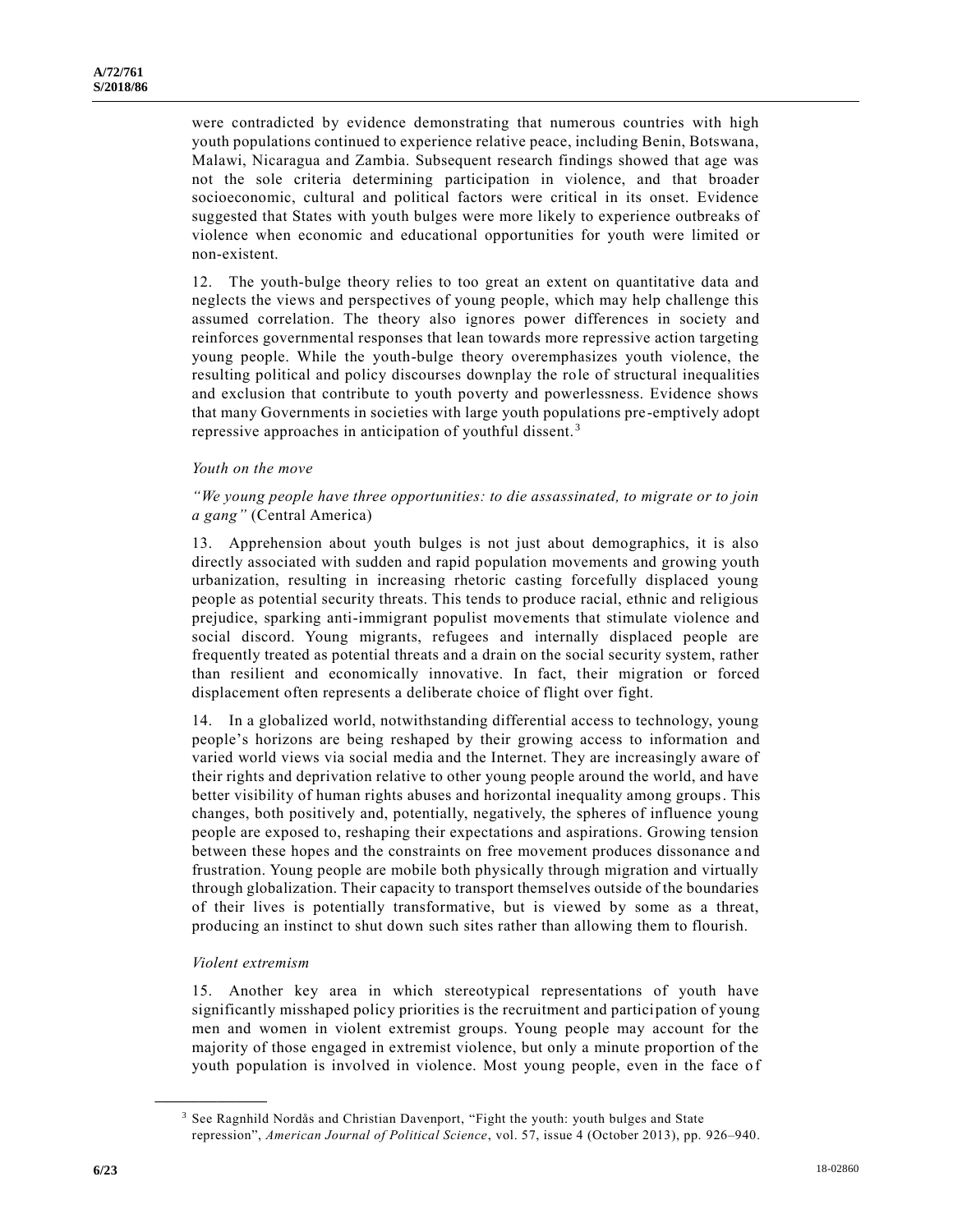were contradicted by evidence demonstrating that numerous countries with high youth populations continued to experience relative peace, including Benin, Botswana, Malawi, Nicaragua and Zambia. Subsequent research findings showed that age was not the sole criteria determining participation in violence, and that broader socioeconomic, cultural and political factors were critical in its onset. Evidence suggested that States with youth bulges were more likely to experience outbreaks of violence when economic and educational opportunities for youth were limited or non-existent.

12. The youth-bulge theory relies to too great an extent on quantitative data and neglects the views and perspectives of young people, which may help challenge this assumed correlation. The theory also ignores power differences in society and reinforces governmental responses that lean towards more repressive action targeting young people. While the youth-bulge theory overemphasizes youth violence, the resulting political and policy discourses downplay the role of structural inequalities and exclusion that contribute to youth poverty and powerlessness. Evidence shows that many Governments in societies with large youth populations pre-emptively adopt repressive approaches in anticipation of youthful dissent.[3]

*Youth on the move*

*"We young people have three opportunities: to die assassinated, to migrate or to join a gang"* (Central America)

13. Apprehension about youth bulges is not just about demographics, it is also directly associated with sudden and rapid population movements and growing youth urbanization, resulting in increasing rhetoric casting forcefully displaced young people as potential security threats. This tends to produce racial, ethnic and religious prejudice, sparking anti-immigrant populist movements that stimulate violence and social discord. Young migrants, refugees and internally displaced people are frequently treated as potential threats and a drain on the social security system, rather than resilient and economically innovative. In fact, their migration or forced displacement often represents a deliberate choice of flight over fight.

14. In a globalized world, notwithstanding differential access to technology, young people's horizons are being reshaped by their growing access to information and varied world views via social media and the Internet. They are increasingly aware of their rights and deprivation relative to other young people around the world, and have better visibility of human rights abuses and horizontal inequality among groups. This changes, both positively and, potentially, negatively, the spheres of influence young people are exposed to, reshaping their expectations and aspirations. Growing tension between these hopes and the constraints on free movement produces dissonance and frustration. Young people are mobile both physically through migration and virtually through globalization. Their capacity to transport themselves outside of the boundaries of their lives is potentially transformative, but is viewed by some as a threat, producing an instinct to shut down such sites rather than allowing them to flourish.

*Violent extremism*

15. Another key area in which stereotypical representations of youth have significantly misshaped policy priorities is the recruitment and participation of young men and women in violent extremist groups. Young people may account for the majority of those engaged in extremist violence, but only a minute proportion of the youth population is involved in violence. Most young people, even in the face of

[3] See Ragnhild Nordås and Christian Davenport, "Fight the youth: youth bulges and State repression", *American Journal of Political Science*, vol. 57, issue 4 (October 2013), pp. 926–940.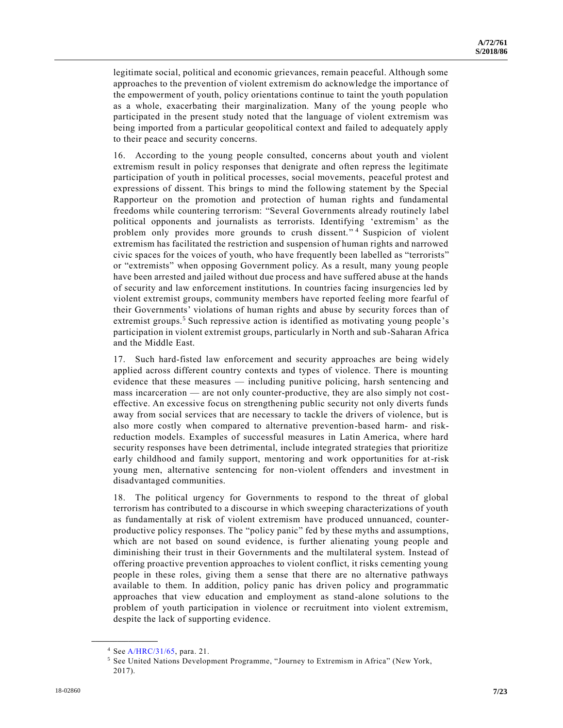legitimate social, political and economic grievances, remain peaceful. Although some approaches to the prevention of violent extremism do acknowledge the importance of the empowerment of youth, policy orientations continue to taint the youth population as a whole, exacerbating their marginalization. Many of the young people who participated in the present study noted that the language of violent extremism was being imported from a particular geopolitical context and failed to adequately apply to their peace and security concerns.

16. According to the young people consulted, concerns about youth and violent extremism result in policy responses that denigrate and often repress the legitimate participation of youth in political processes, social movements, peaceful protest and expressions of dissent. This brings to mind the following statement by the Special Rapporteur on the promotion and protection of human rights and fundamental freedoms while countering terrorism: "Several Governments already routinely label political opponents and journalists as terrorists. Identifying 'extremism' as the problem only provides more grounds to crush dissent."[4] Suspicion of violent extremism has facilitated the restriction and suspension of human rights and narrowed civic spaces for the voices of youth, who have frequently been labelled as "terrorists" or "extremists" when opposing Government policy. As a result, many young people have been arrested and jailed without due process and have suffered abuse at the hands of security and law enforcement institutions. In countries facing insurgencies led by violent extremist groups, community members have reported feeling more fearful of their Governments' violations of human rights and abuse by security forces than of extremist groups.[5] Such repressive action is identified as motivating young people's participation in violent extremist groups, particularly in North and sub-Saharan Africa and the Middle East.

17. Such hard-fisted law enforcement and security approaches are being widely applied across different country contexts and types of violence. There is mounting evidence that these measures — including punitive policing, harsh sentencing and mass incarceration — are not only counter-productive, they are also simply not cost-effective. An excessive focus on strengthening public security not only diverts funds away from social services that are necessary to tackle the drivers of violence, but is also more costly when compared to alternative prevention-based harm- and risk-reduction models. Examples of successful measures in Latin America, where hard security responses have been detrimental, include integrated strategies that prioritize early childhood and family support, mentoring and work opportunities for at-risk young men, alternative sentencing for non-violent offenders and investment in disadvantaged communities.

18. The political urgency for Governments to respond to the threat of global terrorism has contributed to a discourse in which sweeping characterizations of youth as fundamentally at risk of violent extremism have produced unnuanced, counter-productive policy responses. The "policy panic" fed by these myths and assumptions, which are not based on sound evidence, is further alienating young people and diminishing their trust in their Governments and the multilateral system. Instead of offering proactive prevention approaches to violent conflict, it risks cementing young people in these roles, giving them a sense that there are no alternative pathways available to them. In addition, policy panic has driven policy and programmatic approaches that view education and employment as stand-alone solutions to the problem of youth participation in violence or recruitment into violent extremism, despite the lack of supporting evidence.

---

[4] See A/HRC/31/65, para. 21.

[5] See United Nations Development Programme, "Journey to Extremism in Africa" (New York, 2017).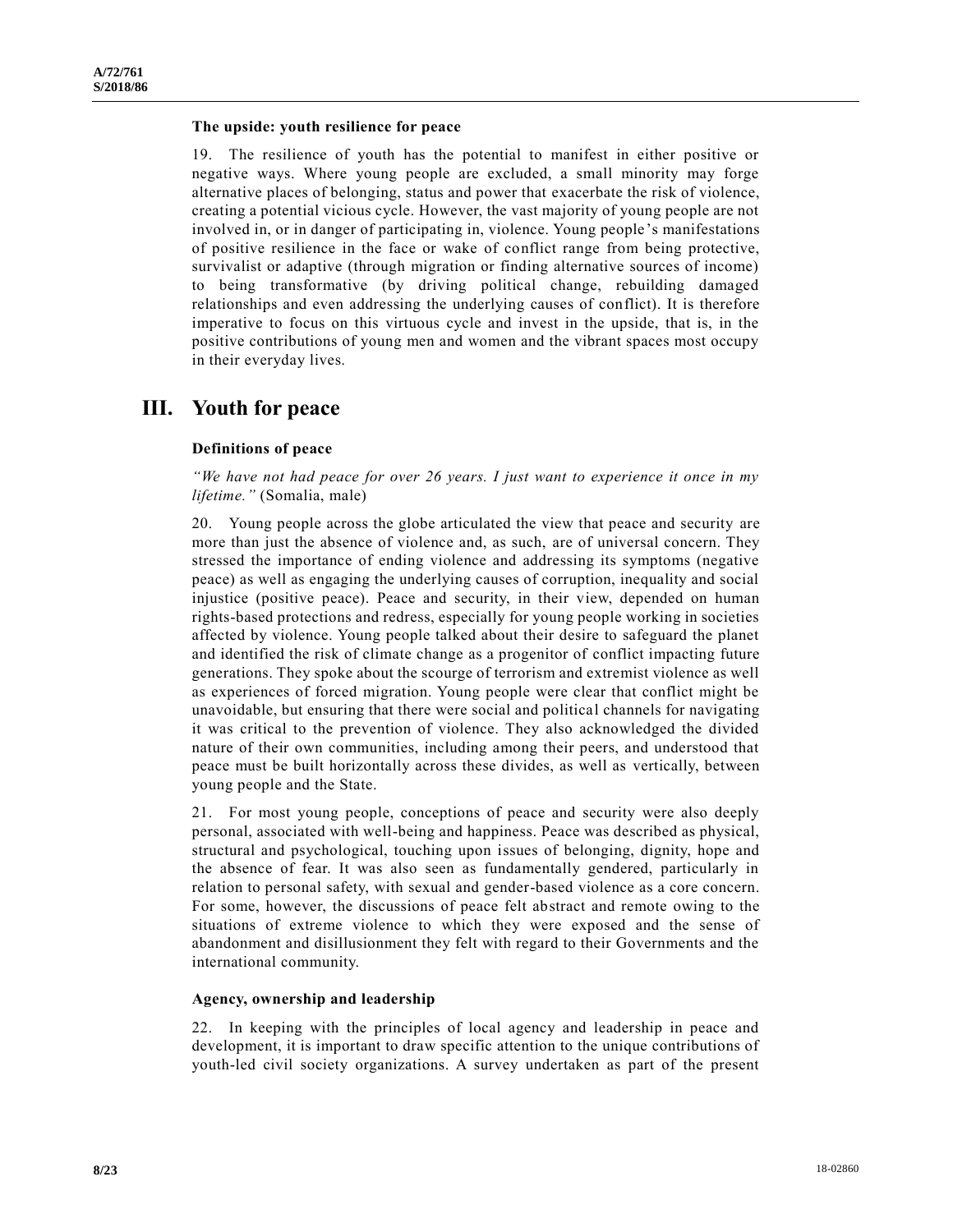### The upside: youth resilience for peace

19. The resilience of youth has the potential to manifest in either positive or negative ways. Where young people are excluded, a small minority may forge alternative places of belonging, status and power that exacerbate the risk of violence, creating a potential vicious cycle. However, the vast majority of young people are not involved in, or in danger of participating in, violence. Young people's manifestations of positive resilience in the face or wake of conflict range from being protective, survivalist or adaptive (through migration or finding alternative sources of income) to being transformative (by driving political change, rebuilding damaged relationships and even addressing the underlying causes of conflict). It is therefore imperative to focus on this virtuous cycle and invest in the upside, that is, in the positive contributions of young men and women and the vibrant spaces most occupy in their everyday lives.

## III. Youth for peace

### Definitions of peace

*"We have not had peace for over 26 years. I just want to experience it once in my lifetime."* (Somalia, male)

20. Young people across the globe articulated the view that peace and security are more than just the absence of violence and, as such, are of universal concern. They stressed the importance of ending violence and addressing its symptoms (negative peace) as well as engaging the underlying causes of corruption, inequality and social injustice (positive peace). Peace and security, in their view, depended on human rights-based protections and redress, especially for young people working in societies affected by violence. Young people talked about their desire to safeguard the planet and identified the risk of climate change as a progenitor of conflict impacting future generations. They spoke about the scourge of terrorism and extremist violence as well as experiences of forced migration. Young people were clear that conflict might be unavoidable, but ensuring that there were social and political channels for navigating it was critical to the prevention of violence. They also acknowledged the divided nature of their own communities, including among their peers, and understood that peace must be built horizontally across these divides, as well as vertically, between young people and the State.

21. For most young people, conceptions of peace and security were also deeply personal, associated with well-being and happiness. Peace was described as physical, structural and psychological, touching upon issues of belonging, dignity, hope and the absence of fear. It was also seen as fundamentally gendered, particularly in relation to personal safety, with sexual and gender-based violence as a core concern. For some, however, the discussions of peace felt abstract and remote owing to the situations of extreme violence to which they were exposed and the sense of abandonment and disillusionment they felt with regard to their Governments and the international community.

### Agency, ownership and leadership

22. In keeping with the principles of local agency and leadership in peace and development, it is important to draw specific attention to the unique contributions of youth-led civil society organizations. A survey undertaken as part of the present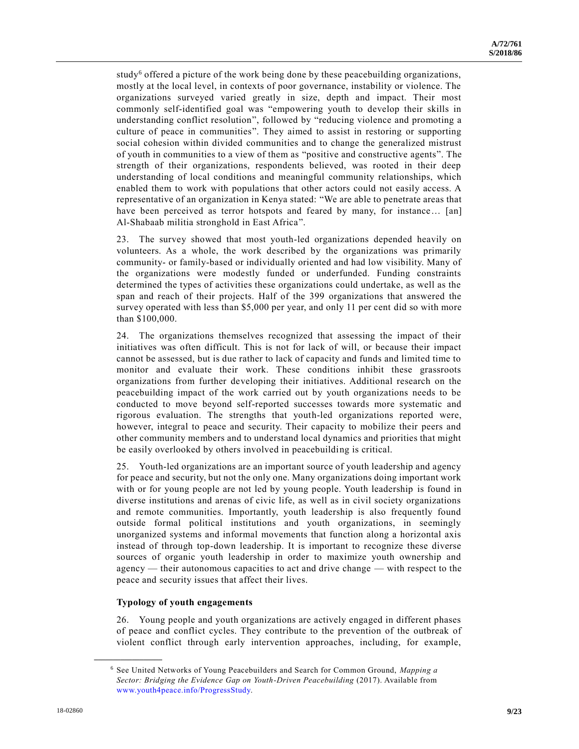study[6] offered a picture of the work being done by these peacebuilding organizations, mostly at the local level, in contexts of poor governance, instability or violence. The organizations surveyed varied greatly in size, depth and impact. Their most commonly self-identified goal was "empowering youth to develop their skills in understanding conflict resolution", followed by "reducing violence and promoting a culture of peace in communities". They aimed to assist in restoring or supporting social cohesion within divided communities and to change the generalized mistrust of youth in communities to a view of them as "positive and constructive agents". The strength of their organizations, respondents believed, was rooted in their deep understanding of local conditions and meaningful community relationships, which enabled them to work with populations that other actors could not easily access. A representative of an organization in Kenya stated: "We are able to penetrate areas that have been perceived as terror hotspots and feared by many, for instance… [an] Al-Shabaab militia stronghold in East Africa".

23. The survey showed that most youth-led organizations depended heavily on volunteers. As a whole, the work described by the organizations was primarily community- or family-based or individually oriented and had low visibility. Many of the organizations were modestly funded or underfunded. Funding constraints determined the types of activities these organizations could undertake, as well as the span and reach of their projects. Half of the 399 organizations that answered the survey operated with less than $5,000 per year, and only 11 per cent did so with more than $100,000.

24. The organizations themselves recognized that assessing the impact of their initiatives was often difficult. This is not for lack of will, or because their impact cannot be assessed, but is due rather to lack of capacity and funds and limited time to monitor and evaluate their work. These conditions inhibit these grassroots organizations from further developing their initiatives. Additional research on the peacebuilding impact of the work carried out by youth organizations needs to be conducted to move beyond self-reported successes towards more systematic and rigorous evaluation. The strengths that youth-led organizations reported were, however, integral to peace and security. Their capacity to mobilize their peers and other community members and to understand local dynamics and priorities that might be easily overlooked by others involved in peacebuilding is critical.

25. Youth-led organizations are an important source of youth leadership and agency for peace and security, but not the only one. Many organizations doing important work with or for young people are not led by young people. Youth leadership is found in diverse institutions and arenas of civic life, as well as in civil society organizations and remote communities. Importantly, youth leadership is also frequently found outside formal political institutions and youth organizations, in seemingly unorganized systems and informal movements that function along a horizontal axis instead of through top-down leadership. It is important to recognize these diverse sources of organic youth leadership in order to maximize youth ownership and agency — their autonomous capacities to act and drive change — with respect to the peace and security issues that affect their lives.

### Typology of youth engagements

26. Young people and youth organizations are actively engaged in different phases of peace and conflict cycles. They contribute to the prevention of the outbreak of violent conflict through early intervention approaches, including, for example,

---

[6] See United Networks of Young Peacebuilders and Search for Common Ground, *Mapping a Sector: Bridging the Evidence Gap on Youth-Driven Peacebuilding* (2017). Available from www.youth4peace.info/ProgressStudy.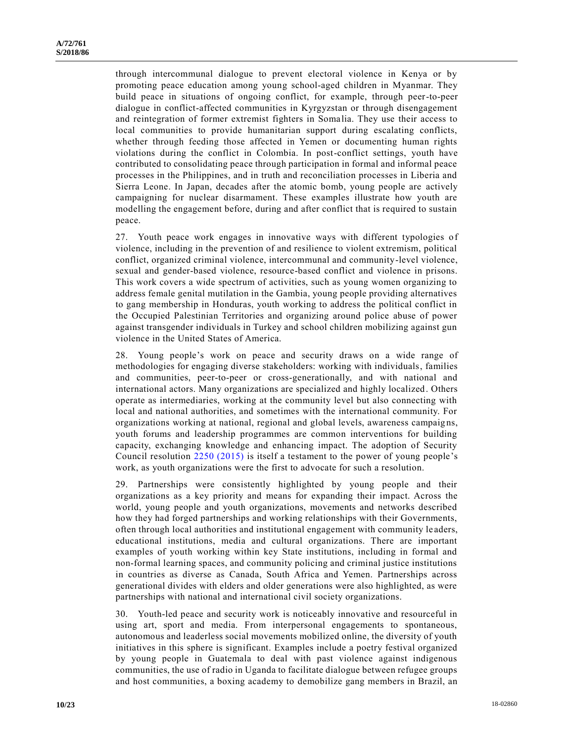through intercommunal dialogue to prevent electoral violence in Kenya or by promoting peace education among young school-aged children in Myanmar. They build peace in situations of ongoing conflict, for example, through peer-to-peer dialogue in conflict-affected communities in Kyrgyzstan or through disengagement and reintegration of former extremist fighters in Somalia. They use their access to local communities to provide humanitarian support during escalating conflicts, whether through feeding those affected in Yemen or documenting human rights violations during the conflict in Colombia. In post-conflict settings, youth have contributed to consolidating peace through participation in formal and informal peace processes in the Philippines, and in truth and reconciliation processes in Liberia and Sierra Leone. In Japan, decades after the atomic bomb, young people are actively campaigning for nuclear disarmament. These examples illustrate how youth are modelling the engagement before, during and after conflict that is required to sustain peace.

27. Youth peace work engages in innovative ways with different typologies of violence, including in the prevention of and resilience to violent extremism, political conflict, organized criminal violence, intercommunal and community-level violence, sexual and gender-based violence, resource-based conflict and violence in prisons. This work covers a wide spectrum of activities, such as young women organizing to address female genital mutilation in the Gambia, young people providing alternatives to gang membership in Honduras, youth working to address the political conflict in the Occupied Palestinian Territories and organizing around police abuse of power against transgender individuals in Turkey and school children mobilizing against gun violence in the United States of America.

28. Young people's work on peace and security draws on a wide range of methodologies for engaging diverse stakeholders: working with individuals, families and communities, peer-to-peer or cross-generationally, and with national and international actors. Many organizations are specialized and highly localized. Others operate as intermediaries, working at the community level but also connecting with local and national authorities, and sometimes with the international community. For organizations working at national, regional and global levels, awareness campaigns, youth forums and leadership programmes are common interventions for building capacity, exchanging knowledge and enhancing impact. The adoption of Security Council resolution 2250 (2015) is itself a testament to the power of young people's work, as youth organizations were the first to advocate for such a resolution.

29. Partnerships were consistently highlighted by young people and their organizations as a key priority and means for expanding their impact. Across the world, young people and youth organizations, movements and networks described how they had forged partnerships and working relationships with their Governments, often through local authorities and institutional engagement with community leaders, educational institutions, media and cultural organizations. There are important examples of youth working within key State institutions, including in formal and non-formal learning spaces, and community policing and criminal justice institutions in countries as diverse as Canada, South Africa and Yemen. Partnerships across generational divides with elders and older generations were also highlighted, as were partnerships with national and international civil society organizations.

30. Youth-led peace and security work is noticeably innovative and resourceful in using art, sport and media. From interpersonal engagements to spontaneous, autonomous and leaderless social movements mobilized online, the diversity of youth initiatives in this sphere is significant. Examples include a poetry festival organized by young people in Guatemala to deal with past violence against indigenous communities, the use of radio in Uganda to facilitate dialogue between refugee groups and host communities, a boxing academy to demobilize gang members in Brazil, an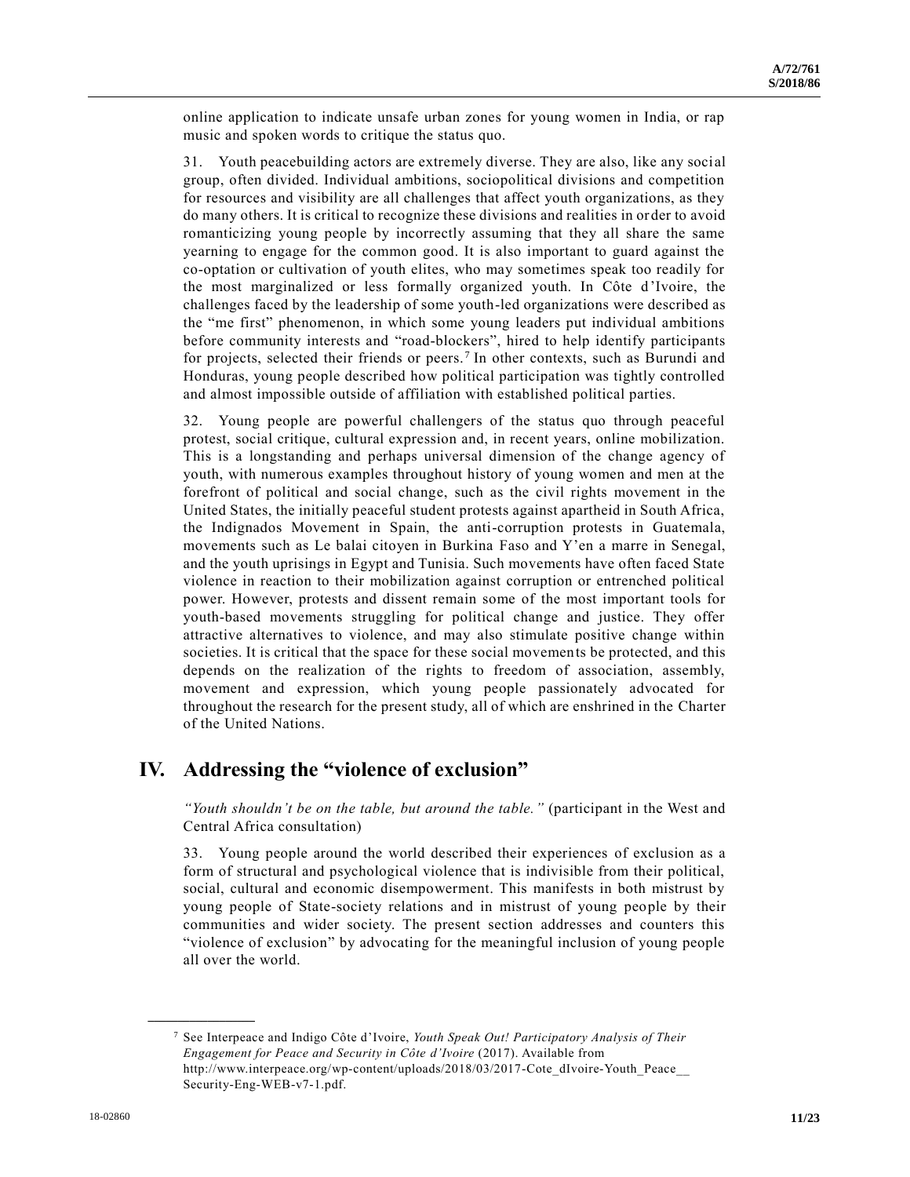online application to indicate unsafe urban zones for young women in India, or rap music and spoken words to critique the status quo.

31. Youth peacebuilding actors are extremely diverse. They are also, like any social group, often divided. Individual ambitions, sociopolitical divisions and competition for resources and visibility are all challenges that affect youth organizations, as they do many others. It is critical to recognize these divisions and realities in order to avoid romanticizing young people by incorrectly assuming that they all share the same yearning to engage for the common good. It is also important to guard against the co-optation or cultivation of youth elites, who may sometimes speak too readily for the most marginalized or less formally organized youth. In Côte d'Ivoire, the challenges faced by the leadership of some youth-led organizations were described as the "me first" phenomenon, in which some young leaders put individual ambitions before community interests and "road-blockers", hired to help identify participants for projects, selected their friends or peers.[7] In other contexts, such as Burundi and Honduras, young people described how political participation was tightly controlled and almost impossible outside of affiliation with established political parties.

32. Young people are powerful challengers of the status quo through peaceful protest, social critique, cultural expression and, in recent years, online mobilization. This is a longstanding and perhaps universal dimension of the change agency of youth, with numerous examples throughout history of young women and men at the forefront of political and social change, such as the civil rights movement in the United States, the initially peaceful student protests against apartheid in South Africa, the Indignados Movement in Spain, the anti-corruption protests in Guatemala, movements such as Le balai citoyen in Burkina Faso and Y'en a marre in Senegal, and the youth uprisings in Egypt and Tunisia. Such movements have often faced State violence in reaction to their mobilization against corruption or entrenched political power. However, protests and dissent remain some of the most important tools for youth-based movements struggling for political change and justice. They offer attractive alternatives to violence, and may also stimulate positive change within societies. It is critical that the space for these social movements be protected, and this depends on the realization of the rights to freedom of association, assembly, movement and expression, which young people passionately advocated for throughout the research for the present study, all of which are enshrined in the Charter of the United Nations.

## IV. Addressing the "violence of exclusion"

*"Youth shouldn't be on the table, but around the table."* (participant in the West and Central Africa consultation)

33. Young people around the world described their experiences of exclusion as a form of structural and psychological violence that is indivisible from their political, social, cultural and economic disempowerment. This manifests in both mistrust by young people of State-society relations and in mistrust of young people by their communities and wider society. The present section addresses and counters this "violence of exclusion" by advocating for the meaningful inclusion of young people all over the world.

---

[7] See Interpeace and Indigo Côte d'Ivoire, *Youth Speak Out! Participatory Analysis of Their Engagement for Peace and Security in Côte d'Ivoire* (2017). Available from http://www.interpeace.org/wp-content/uploads/2018/03/2017-Cote_dIvoire-Youth_Peace__Security-Eng-WEB-v7-1.pdf.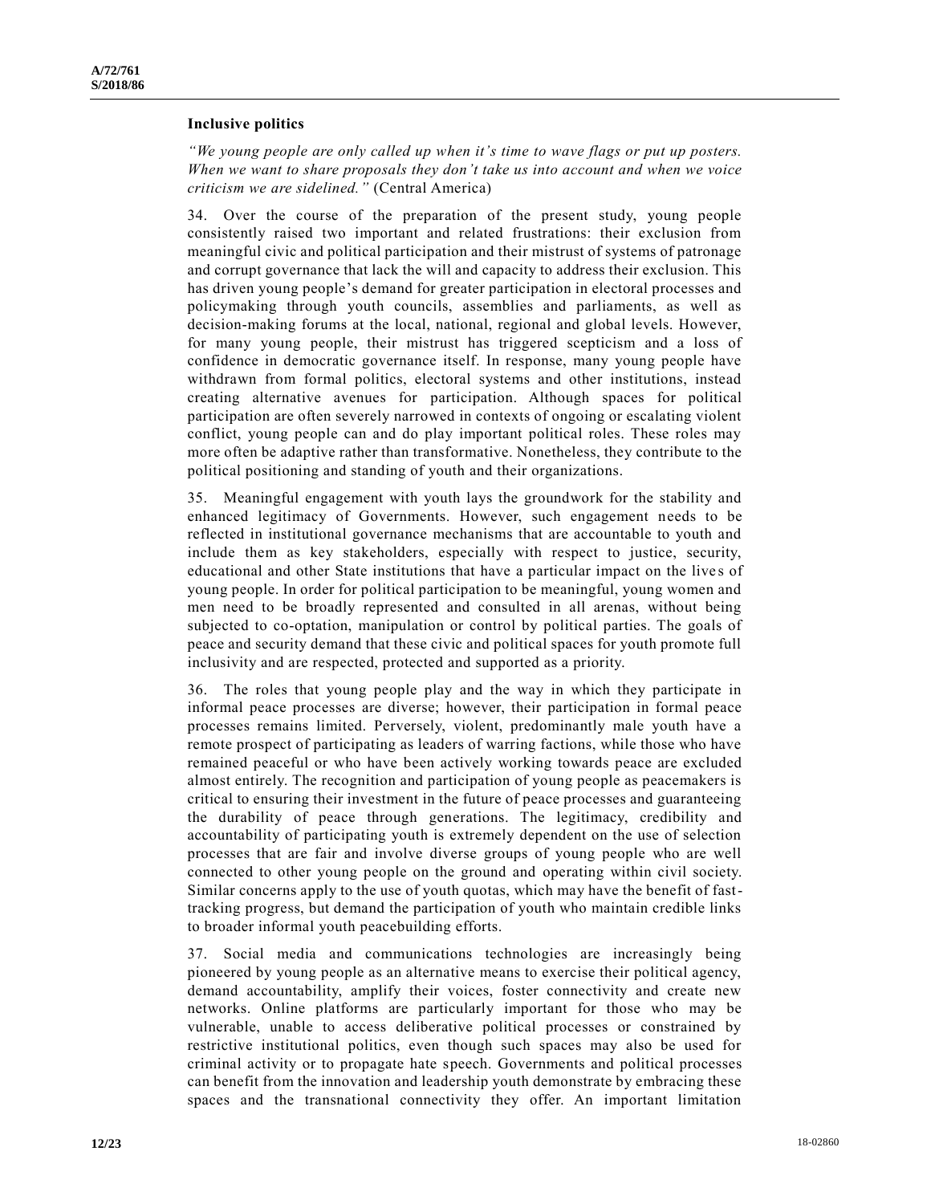### Inclusive politics

*"We young people are only called up when it's time to wave flags or put up posters. When we want to share proposals they don't take us into account and when we voice criticism we are sidelined."* (Central America)

34. Over the course of the preparation of the present study, young people consistently raised two important and related frustrations: their exclusion from meaningful civic and political participation and their mistrust of systems of patronage and corrupt governance that lack the will and capacity to address their exclusion. This has driven young people's demand for greater participation in electoral processes and policymaking through youth councils, assemblies and parliaments, as well as decision-making forums at the local, national, regional and global levels. However, for many young people, their mistrust has triggered scepticism and a loss of confidence in democratic governance itself. In response, many young people have withdrawn from formal politics, electoral systems and other institutions, instead creating alternative avenues for participation. Although spaces for political participation are often severely narrowed in contexts of ongoing or escalating violent conflict, young people can and do play important political roles. These roles may more often be adaptive rather than transformative. Nonetheless, they contribute to the political positioning and standing of youth and their organizations.

35. Meaningful engagement with youth lays the groundwork for the stability and enhanced legitimacy of Governments. However, such engagement needs to be reflected in institutional governance mechanisms that are accountable to youth and include them as key stakeholders, especially with respect to justice, security, educational and other State institutions that have a particular impact on the lives of young people. In order for political participation to be meaningful, young women and men need to be broadly represented and consulted in all arenas, without being subjected to co-optation, manipulation or control by political parties. The goals of peace and security demand that these civic and political spaces for youth promote full inclusivity and are respected, protected and supported as a priority.

36. The roles that young people play and the way in which they participate in informal peace processes are diverse; however, their participation in formal peace processes remains limited. Perversely, violent, predominantly male youth have a remote prospect of participating as leaders of warring factions, while those who have remained peaceful or who have been actively working towards peace are excluded almost entirely. The recognition and participation of young people as peacemakers is critical to ensuring their investment in the future of peace processes and guaranteeing the durability of peace through generations. The legitimacy, credibility and accountability of participating youth is extremely dependent on the use of selection processes that are fair and involve diverse groups of young people who are well connected to other young people on the ground and operating within civil society. Similar concerns apply to the use of youth quotas, which may have the benefit of fast-tracking progress, but demand the participation of youth who maintain credible links to broader informal youth peacebuilding efforts.

37. Social media and communications technologies are increasingly being pioneered by young people as an alternative means to exercise their political agency, demand accountability, amplify their voices, foster connectivity and create new networks. Online platforms are particularly important for those who may be vulnerable, unable to access deliberative political processes or constrained by restrictive institutional politics, even though such spaces may also be used for criminal activity or to propagate hate speech. Governments and political processes can benefit from the innovation and leadership youth demonstrate by embracing these spaces and the transnational connectivity they offer. An important limitation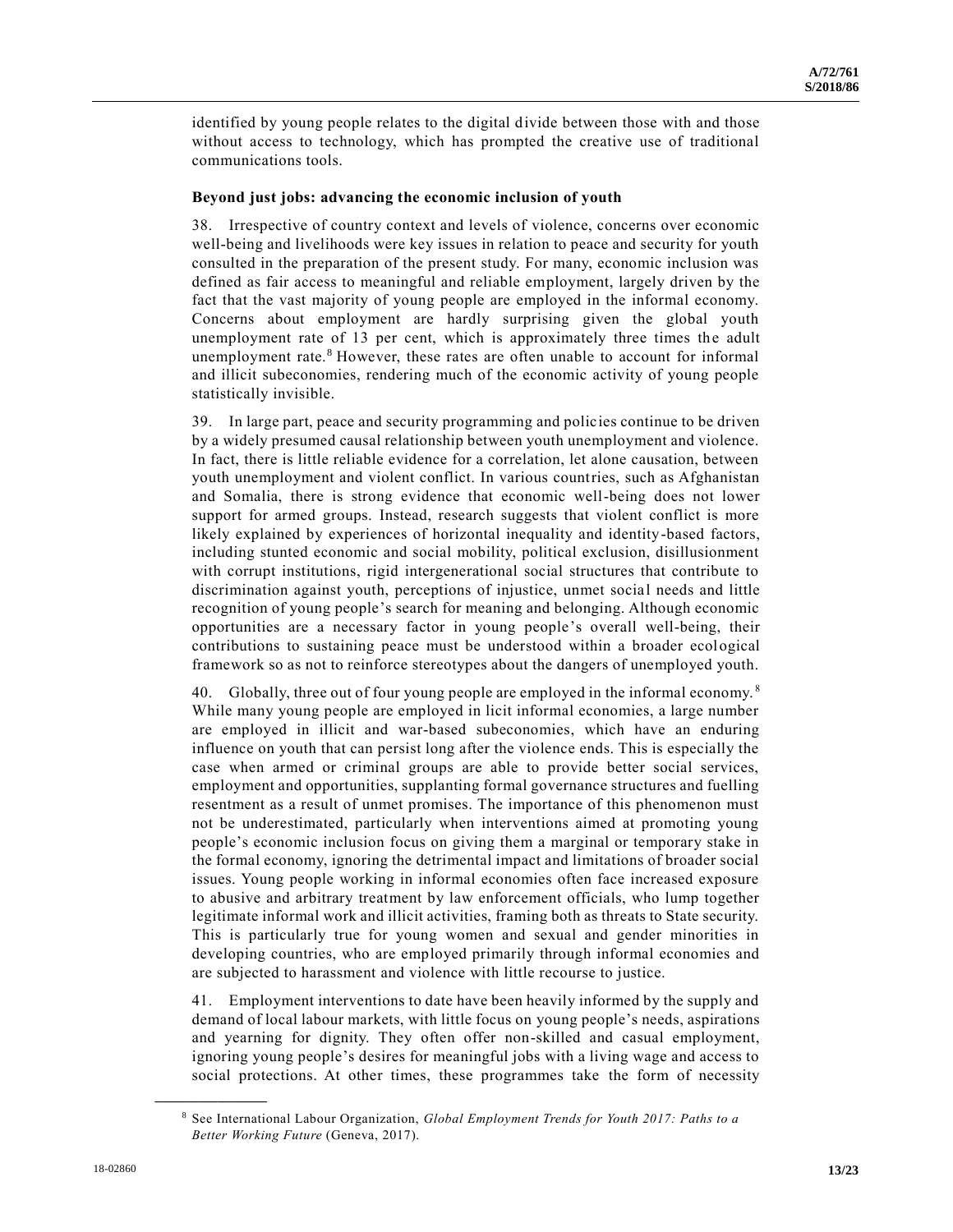identified by young people relates to the digital divide between those with and those without access to technology, which has prompted the creative use of traditional communications tools.

**Beyond just jobs: advancing the economic inclusion of youth**

38. Irrespective of country context and levels of violence, concerns over economic well-being and livelihoods were key issues in relation to peace and security for youth consulted in the preparation of the present study. For many, economic inclusion was defined as fair access to meaningful and reliable employment, largely driven by the fact that the vast majority of young people are employed in the informal economy. Concerns about employment are hardly surprising given the global youth unemployment rate of 13 per cent, which is approximately three times the adult unemployment rate.[8] However, these rates are often unable to account for informal and illicit subeconomies, rendering much of the economic activity of young people statistically invisible.

39. In large part, peace and security programming and policies continue to be driven by a widely presumed causal relationship between youth unemployment and violence. In fact, there is little reliable evidence for a correlation, let alone causation, between youth unemployment and violent conflict. In various countries, such as Afghanistan and Somalia, there is strong evidence that economic well-being does not lower support for armed groups. Instead, research suggests that violent conflict is more likely explained by experiences of horizontal inequality and identity-based factors, including stunted economic and social mobility, political exclusion, disillusionment with corrupt institutions, rigid intergenerational social structures that contribute to discrimination against youth, perceptions of injustice, unmet social needs and little recognition of young people's search for meaning and belonging. Although economic opportunities are a necessary factor in young people's overall well-being, their contributions to sustaining peace must be understood within a broader ecological framework so as not to reinforce stereotypes about the dangers of unemployed youth.

40. Globally, three out of four young people are employed in the informal economy.[8] While many young people are employed in licit informal economies, a large number are employed in illicit and war-based subeconomies, which have an enduring influence on youth that can persist long after the violence ends. This is especially the case when armed or criminal groups are able to provide better social services, employment and opportunities, supplanting formal governance structures and fuelling resentment as a result of unmet promises. The importance of this phenomenon must not be underestimated, particularly when interventions aimed at promoting young people's economic inclusion focus on giving them a marginal or temporary stake in the formal economy, ignoring the detrimental impact and limitations of broader social issues. Young people working in informal economies often face increased exposure to abusive and arbitrary treatment by law enforcement officials, who lump together legitimate informal work and illicit activities, framing both as threats to State security. This is particularly true for young women and sexual and gender minorities in developing countries, who are employed primarily through informal economies and are subjected to harassment and violence with little recourse to justice.

41. Employment interventions to date have been heavily informed by the supply and demand of local labour markets, with little focus on young people's needs, aspirations and yearning for dignity. They often offer non-skilled and casual employment, ignoring young people's desires for meaningful jobs with a living wage and access to social protections. At other times, these programmes take the form of necessity

[8] See International Labour Organization, *Global Employment Trends for Youth 2017: Paths to a Better Working Future* (Geneva, 2017).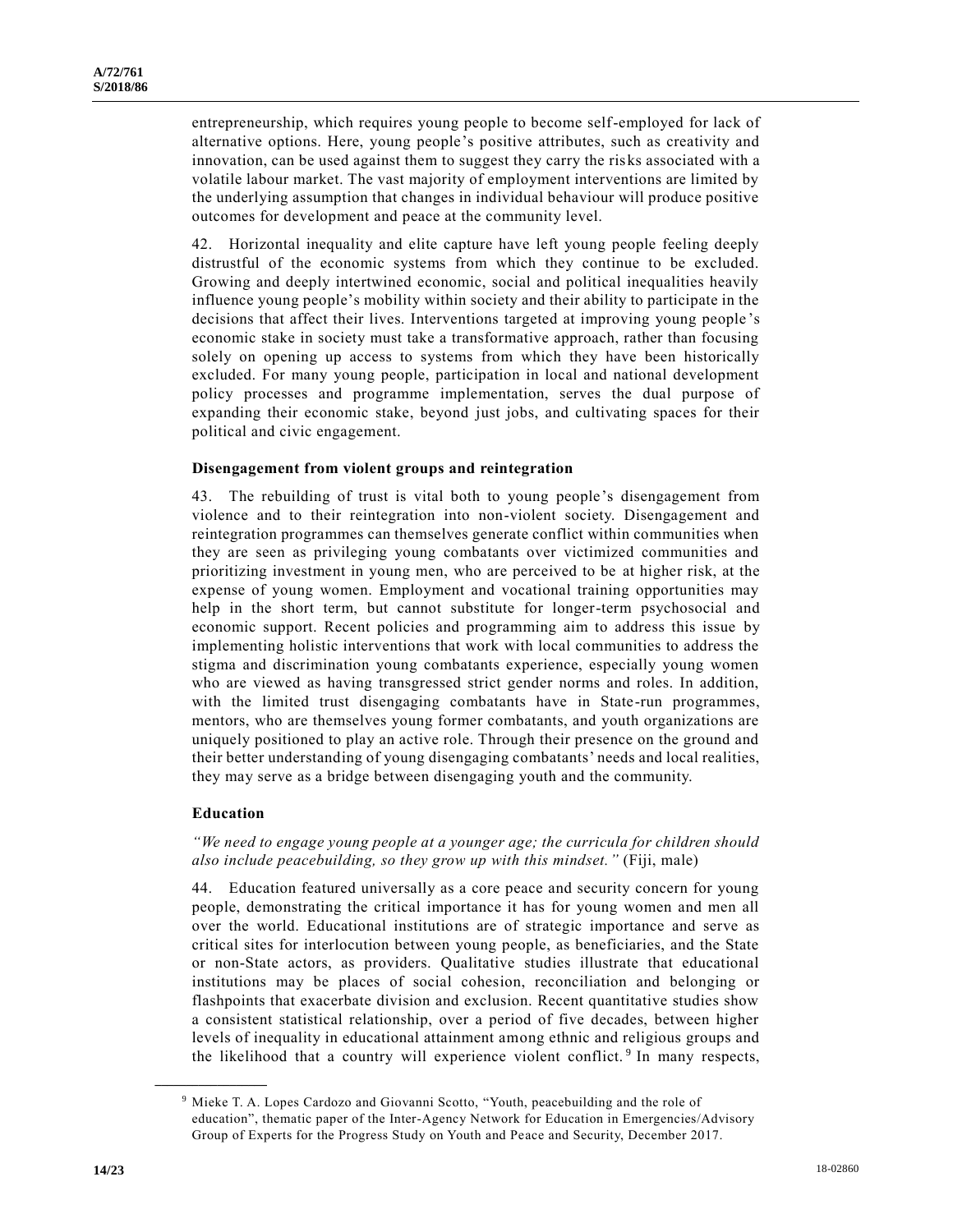entrepreneurship, which requires young people to become self-employed for lack of alternative options. Here, young people's positive attributes, such as creativity and innovation, can be used against them to suggest they carry the risks associated with a volatile labour market. The vast majority of employment interventions are limited by the underlying assumption that changes in individual behaviour will produce positive outcomes for development and peace at the community level.

42. Horizontal inequality and elite capture have left young people feeling deeply distrustful of the economic systems from which they continue to be excluded. Growing and deeply intertwined economic, social and political inequalities heavily influence young people's mobility within society and their ability to participate in the decisions that affect their lives. Interventions targeted at improving young people's economic stake in society must take a transformative approach, rather than focusing solely on opening up access to systems from which they have been historically excluded. For many young people, participation in local and national development policy processes and programme implementation, serves the dual purpose of expanding their economic stake, beyond just jobs, and cultivating spaces for their political and civic engagement.

### Disengagement from violent groups and reintegration

43. The rebuilding of trust is vital both to young people's disengagement from violence and to their reintegration into non-violent society. Disengagement and reintegration programmes can themselves generate conflict within communities when they are seen as privileging young combatants over victimized communities and prioritizing investment in young men, who are perceived to be at higher risk, at the expense of young women. Employment and vocational training opportunities may help in the short term, but cannot substitute for longer-term psychosocial and economic support. Recent policies and programming aim to address this issue by implementing holistic interventions that work with local communities to address the stigma and discrimination young combatants experience, especially young women who are viewed as having transgressed strict gender norms and roles. In addition, with the limited trust disengaging combatants have in State-run programmes, mentors, who are themselves young former combatants, and youth organizations are uniquely positioned to play an active role. Through their presence on the ground and their better understanding of young disengaging combatants' needs and local realities, they may serve as a bridge between disengaging youth and the community.

### Education

*"We need to engage young people at a younger age; the curricula for children should also include peacebuilding, so they grow up with this mindset."* (Fiji, male)

44. Education featured universally as a core peace and security concern for young people, demonstrating the critical importance it has for young women and men all over the world. Educational institutions are of strategic importance and serve as critical sites for interlocution between young people, as beneficiaries, and the State or non-State actors, as providers. Qualitative studies illustrate that educational institutions may be places of social cohesion, reconciliation and belonging or flashpoints that exacerbate division and exclusion. Recent quantitative studies show a consistent statistical relationship, over a period of five decades, between higher levels of inequality in educational attainment among ethnic and religious groups and the likelihood that a country will experience violent conflict.[9] In many respects,

---

[9] Mieke T. A. Lopes Cardozo and Giovanni Scotto, "Youth, peacebuilding and the role of education", thematic paper of the Inter-Agency Network for Education in Emergencies/Advisory Group of Experts for the Progress Study on Youth and Peace and Security, December 2017.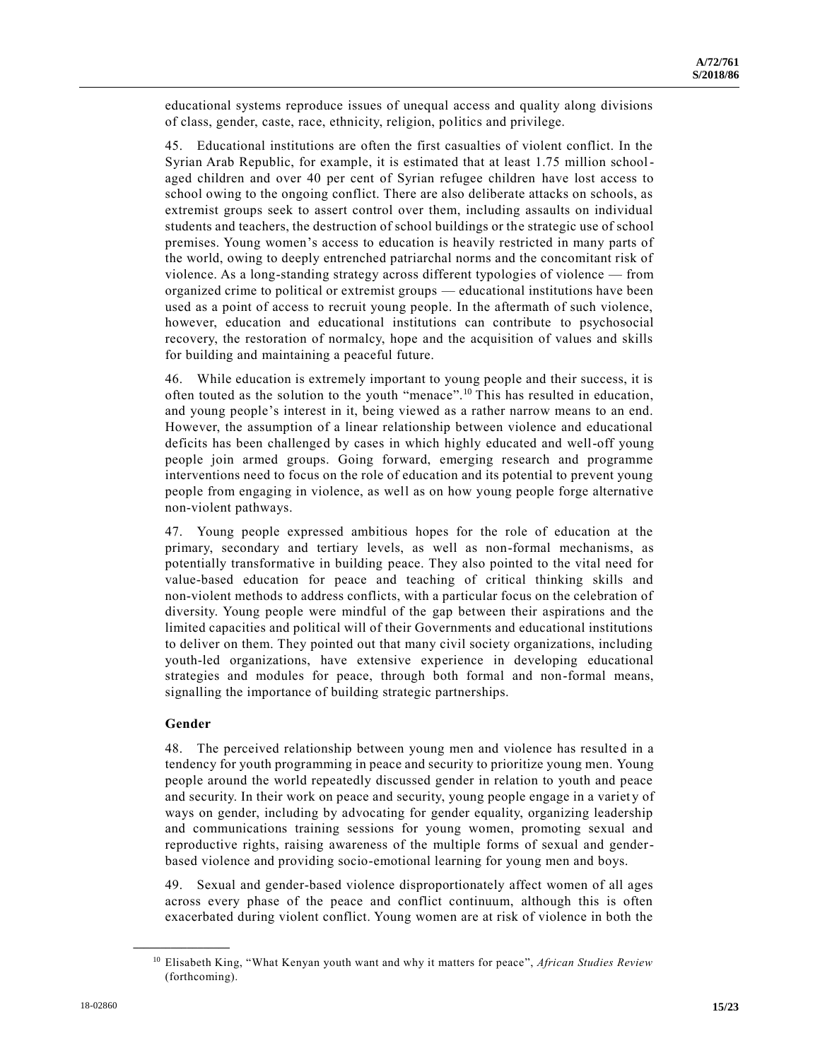educational systems reproduce issues of unequal access and quality along divisions of class, gender, caste, race, ethnicity, religion, politics and privilege.

45. Educational institutions are often the first casualties of violent conflict. In the Syrian Arab Republic, for example, it is estimated that at least 1.75 million school-aged children and over 40 per cent of Syrian refugee children have lost access to school owing to the ongoing conflict. There are also deliberate attacks on schools, as extremist groups seek to assert control over them, including assaults on individual students and teachers, the destruction of school buildings or the strategic use of school premises. Young women's access to education is heavily restricted in many parts of the world, owing to deeply entrenched patriarchal norms and the concomitant risk of violence. As a long-standing strategy across different typologies of violence — from organized crime to political or extremist groups — educational institutions have been used as a point of access to recruit young people. In the aftermath of such violence, however, education and educational institutions can contribute to psychosocial recovery, the restoration of normalcy, hope and the acquisition of values and skills for building and maintaining a peaceful future.

46. While education is extremely important to young people and their success, it is often touted as the solution to the youth "menace".[10] This has resulted in education, and young people's interest in it, being viewed as a rather narrow means to an end. However, the assumption of a linear relationship between violence and educational deficits has been challenged by cases in which highly educated and well-off young people join armed groups. Going forward, emerging research and programme interventions need to focus on the role of education and its potential to prevent young people from engaging in violence, as well as on how young people forge alternative non-violent pathways.

47. Young people expressed ambitious hopes for the role of education at the primary, secondary and tertiary levels, as well as non-formal mechanisms, as potentially transformative in building peace. They also pointed to the vital need for value-based education for peace and teaching of critical thinking skills and non-violent methods to address conflicts, with a particular focus on the celebration of diversity. Young people were mindful of the gap between their aspirations and the limited capacities and political will of their Governments and educational institutions to deliver on them. They pointed out that many civil society organizations, including youth-led organizations, have extensive experience in developing educational strategies and modules for peace, through both formal and non-formal means, signalling the importance of building strategic partnerships.

### Gender

48. The perceived relationship between young men and violence has resulted in a tendency for youth programming in peace and security to prioritize young men. Young people around the world repeatedly discussed gender in relation to youth and peace and security. In their work on peace and security, young people engage in a variety of ways on gender, including by advocating for gender equality, organizing leadership and communications training sessions for young women, promoting sexual and reproductive rights, raising awareness of the multiple forms of sexual and gender-based violence and providing socio-emotional learning for young men and boys.

49. Sexual and gender-based violence disproportionately affect women of all ages across every phase of the peace and conflict continuum, although this is often exacerbated during violent conflict. Young women are at risk of violence in both the

---

[10] Elisabeth King, "What Kenyan youth want and why it matters for peace", *African Studies Review* (forthcoming).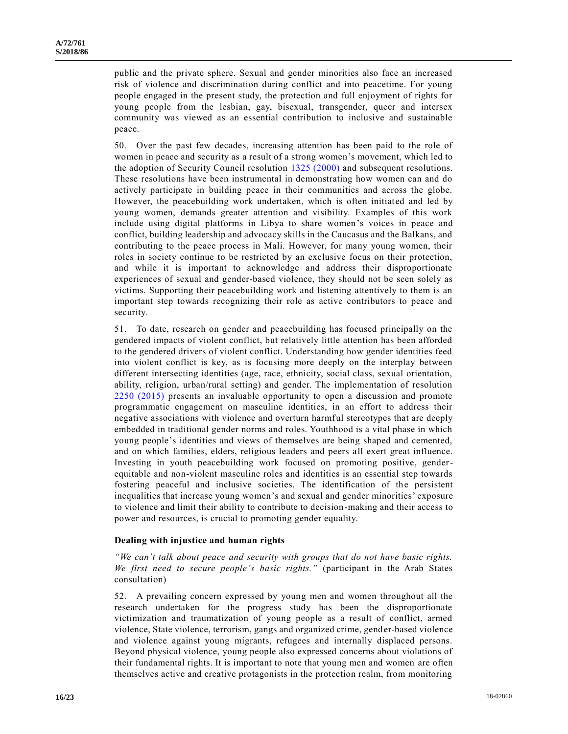public and the private sphere. Sexual and gender minorities also face an increased risk of violence and discrimination during conflict and into peacetime. For young people engaged in the present study, the protection and full enjoyment of rights for young people from the lesbian, gay, bisexual, transgender, queer and intersex community was viewed as an essential contribution to inclusive and sustainable peace.

50. Over the past few decades, increasing attention has been paid to the role of women in peace and security as a result of a strong women's movement, which led to the adoption of Security Council resolution 1325 (2000) and subsequent resolutions. These resolutions have been instrumental in demonstrating how women can and do actively participate in building peace in their communities and across the globe. However, the peacebuilding work undertaken, which is often initiated and led by young women, demands greater attention and visibility. Examples of this work include using digital platforms in Libya to share women's voices in peace and conflict, building leadership and advocacy skills in the Caucasus and the Balkans, and contributing to the peace process in Mali. However, for many young women, their roles in society continue to be restricted by an exclusive focus on their protection, and while it is important to acknowledge and address their disproportionate experiences of sexual and gender-based violence, they should not be seen solely as victims. Supporting their peacebuilding work and listening attentively to them is an important step towards recognizing their role as active contributors to peace and security.

51. To date, research on gender and peacebuilding has focused principally on the gendered impacts of violent conflict, but relatively little attention has been afforded to the gendered drivers of violent conflict. Understanding how gender identities feed into violent conflict is key, as is focusing more deeply on the interplay between different intersecting identities (age, race, ethnicity, social class, sexual orientation, ability, religion, urban/rural setting) and gender. The implementation of resolution 2250 (2015) presents an invaluable opportunity to open a discussion and promote programmatic engagement on masculine identities, in an effort to address their negative associations with violence and overturn harmful stereotypes that are deeply embedded in traditional gender norms and roles. Youthhood is a vital phase in which young people's identities and views of themselves are being shaped and cemented, and on which families, elders, religious leaders and peers all exert great influence. Investing in youth peacebuilding work focused on promoting positive, gender-equitable and non-violent masculine roles and identities is an essential step towards fostering peaceful and inclusive societies. The identification of the persistent inequalities that increase young women's and sexual and gender minorities' exposure to violence and limit their ability to contribute to decision-making and their access to power and resources, is crucial to promoting gender equality.

### Dealing with injustice and human rights

*"We can't talk about peace and security with groups that do not have basic rights. We first need to secure people's basic rights."* (participant in the Arab States consultation)

52. A prevailing concern expressed by young men and women throughout all the research undertaken for the progress study has been the disproportionate victimization and traumatization of young people as a result of conflict, armed violence, State violence, terrorism, gangs and organized crime, gender-based violence and violence against young migrants, refugees and internally displaced persons. Beyond physical violence, young people also expressed concerns about violations of their fundamental rights. It is important to note that young men and women are often themselves active and creative protagonists in the protection realm, from monitoring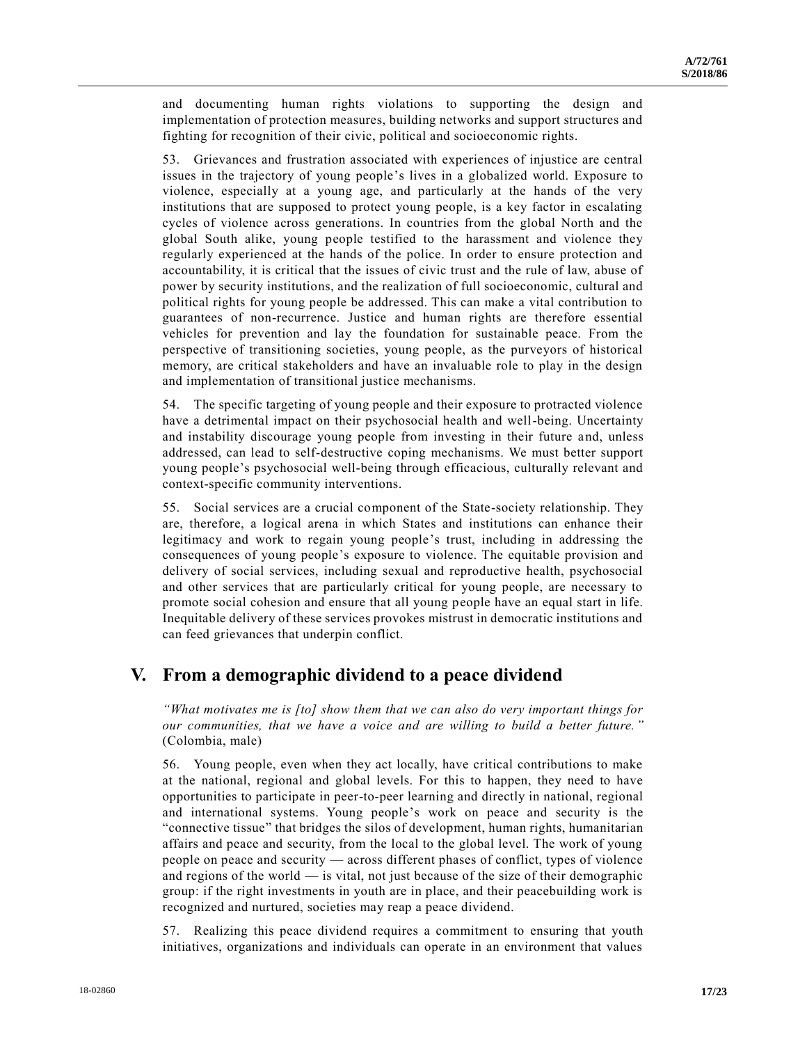and documenting human rights violations to supporting the design and implementation of protection measures, building networks and support structures and fighting for recognition of their civic, political and socioeconomic rights.

53. Grievances and frustration associated with experiences of injustice are central issues in the trajectory of young people's lives in a globalized world. Exposure to violence, especially at a young age, and particularly at the hands of the very institutions that are supposed to protect young people, is a key factor in escalating cycles of violence across generations. In countries from the global North and the global South alike, young people testified to the harassment and violence they regularly experienced at the hands of the police. In order to ensure protection and accountability, it is critical that the issues of civic trust and the rule of law, abuse of power by security institutions, and the realization of full socioeconomic, cultural and political rights for young people be addressed. This can make a vital contribution to guarantees of non-recurrence. Justice and human rights are therefore essential vehicles for prevention and lay the foundation for sustainable peace. From the perspective of transitioning societies, young people, as the purveyors of historical memory, are critical stakeholders and have an invaluable role to play in the design and implementation of transitional justice mechanisms.

54. The specific targeting of young people and their exposure to protracted violence have a detrimental impact on their psychosocial health and well-being. Uncertainty and instability discourage young people from investing in their future and, unless addressed, can lead to self-destructive coping mechanisms. We must better support young people's psychosocial well-being through efficacious, culturally relevant and context-specific community interventions.

55. Social services are a crucial component of the State-society relationship. They are, therefore, a logical arena in which States and institutions can enhance their legitimacy and work to regain young people's trust, including in addressing the consequences of young people's exposure to violence. The equitable provision and delivery of social services, including sexual and reproductive health, psychosocial and other services that are particularly critical for young people, are necessary to promote social cohesion and ensure that all young people have an equal start in life. Inequitable delivery of these services provokes mistrust in democratic institutions and can feed grievances that underpin conflict.

# V. From a demographic dividend to a peace dividend

*"What motivates me is [to] show them that we can also do very important things for our communities, that we have a voice and are willing to build a better future."* (Colombia, male)

56. Young people, even when they act locally, have critical contributions to make at the national, regional and global levels. For this to happen, they need to have opportunities to participate in peer-to-peer learning and directly in national, regional and international systems. Young people's work on peace and security is the "connective tissue" that bridges the silos of development, human rights, humanitarian affairs and peace and security, from the local to the global level. The work of young people on peace and security — across different phases of conflict, types of violence and regions of the world — is vital, not just because of the size of their demographic group: if the right investments in youth are in place, and their peacebuilding work is recognized and nurtured, societies may reap a peace dividend.

57. Realizing this peace dividend requires a commitment to ensuring that youth initiatives, organizations and individuals can operate in an environment that values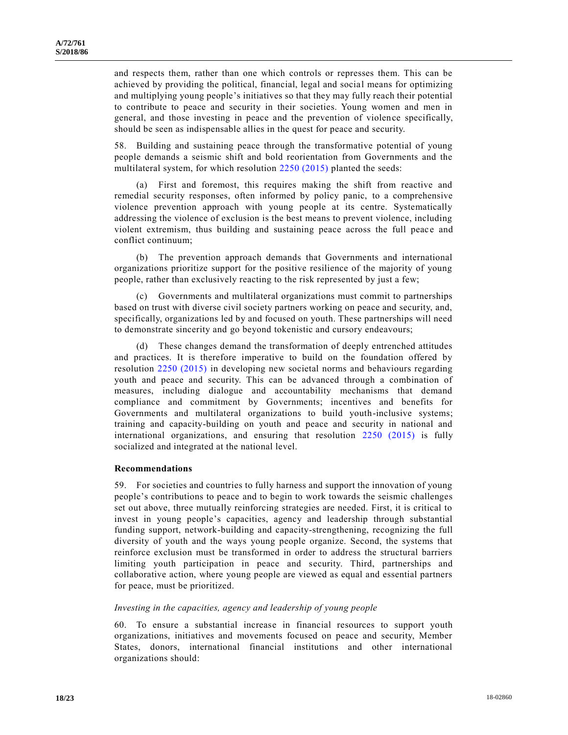and respects them, rather than one which controls or represses them. This can be achieved by providing the political, financial, legal and social means for optimizing and multiplying young people's initiatives so that they may fully reach their potential to contribute to peace and security in their societies. Young women and men in general, and those investing in peace and the prevention of violence specifically, should be seen as indispensable allies in the quest for peace and security.

58. Building and sustaining peace through the transformative potential of young people demands a seismic shift and bold reorientation from Governments and the multilateral system, for which resolution 2250 (2015) planted the seeds:

(a) First and foremost, this requires making the shift from reactive and remedial security responses, often informed by policy panic, to a comprehensive violence prevention approach with young people at its centre. Systematically addressing the violence of exclusion is the best means to prevent violence, including violent extremism, thus building and sustaining peace across the full peace and conflict continuum;

(b) The prevention approach demands that Governments and international organizations prioritize support for the positive resilience of the majority of young people, rather than exclusively reacting to the risk represented by just a few;

(c) Governments and multilateral organizations must commit to partnerships based on trust with diverse civil society partners working on peace and security, and, specifically, organizations led by and focused on youth. These partnerships will need to demonstrate sincerity and go beyond tokenistic and cursory endeavours;

(d) These changes demand the transformation of deeply entrenched attitudes and practices. It is therefore imperative to build on the foundation offered by resolution 2250 (2015) in developing new societal norms and behaviours regarding youth and peace and security. This can be advanced through a combination of measures, including dialogue and accountability mechanisms that demand compliance and commitment by Governments; incentives and benefits for Governments and multilateral organizations to build youth-inclusive systems; training and capacity-building on youth and peace and security in national and international organizations, and ensuring that resolution 2250 (2015) is fully socialized and integrated at the national level.

### Recommendations

59. For societies and countries to fully harness and support the innovation of young people's contributions to peace and to begin to work towards the seismic challenges set out above, three mutually reinforcing strategies are needed. First, it is critical to invest in young people's capacities, agency and leadership through substantial funding support, network-building and capacity-strengthening, recognizing the full diversity of youth and the ways young people organize. Second, the systems that reinforce exclusion must be transformed in order to address the structural barriers limiting youth participation in peace and security. Third, partnerships and collaborative action, where young people are viewed as equal and essential partners for peace, must be prioritized.

*Investing in the capacities, agency and leadership of young people*

60. To ensure a substantial increase in financial resources to support youth organizations, initiatives and movements focused on peace and security, Member States, donors, international financial institutions and other international organizations should: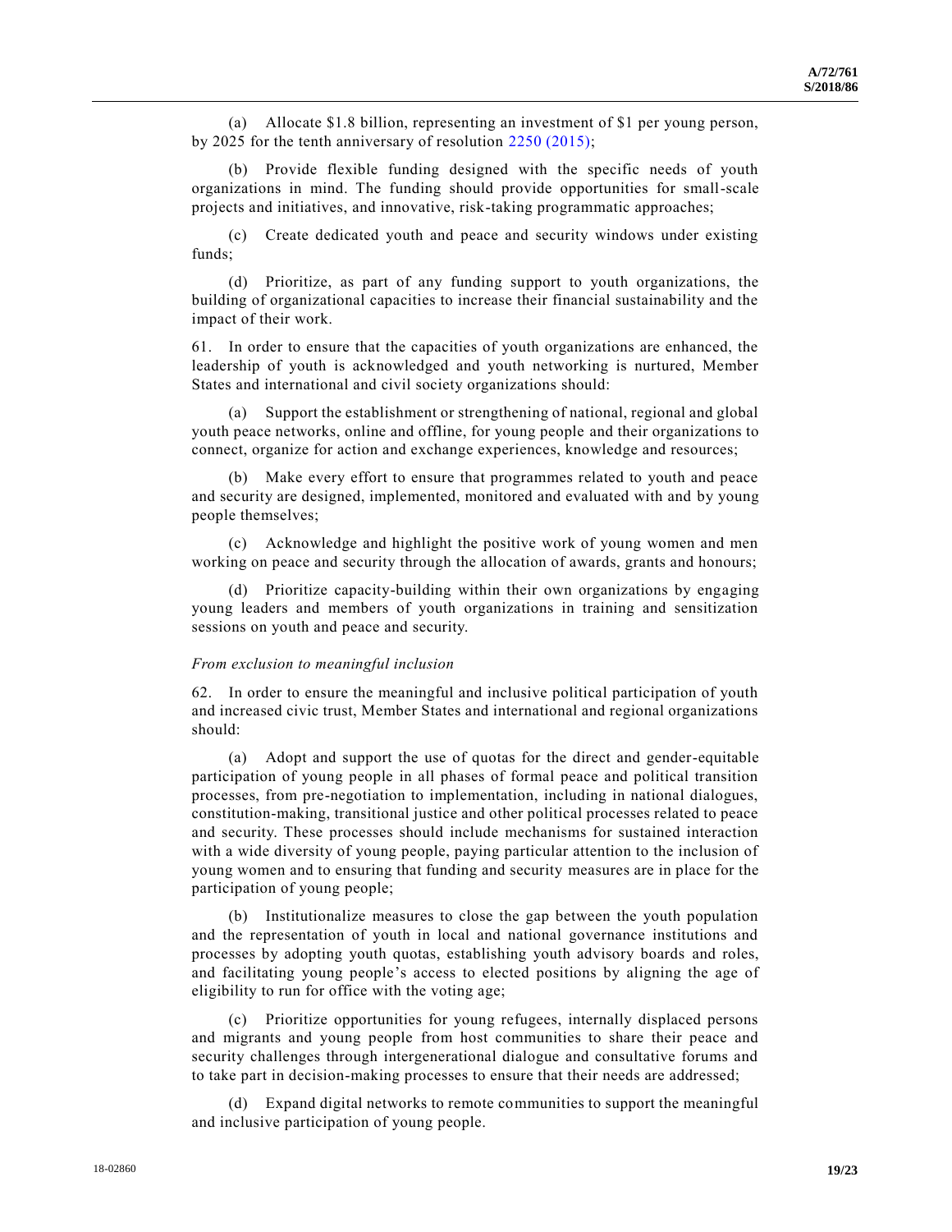(a) Allocate \$1.8 billion, representing an investment of \$1 per young person, by 2025 for the tenth anniversary of resolution 2250 (2015);

(b) Provide flexible funding designed with the specific needs of youth organizations in mind. The funding should provide opportunities for small-scale projects and initiatives, and innovative, risk-taking programmatic approaches;

(c) Create dedicated youth and peace and security windows under existing funds;

(d) Prioritize, as part of any funding support to youth organizations, the building of organizational capacities to increase their financial sustainability and the impact of their work.

61. In order to ensure that the capacities of youth organizations are enhanced, the leadership of youth is acknowledged and youth networking is nurtured, Member States and international and civil society organizations should:

(a) Support the establishment or strengthening of national, regional and global youth peace networks, online and offline, for young people and their organizations to connect, organize for action and exchange experiences, knowledge and resources;

(b) Make every effort to ensure that programmes related to youth and peace and security are designed, implemented, monitored and evaluated with and by young people themselves;

(c) Acknowledge and highlight the positive work of young women and men working on peace and security through the allocation of awards, grants and honours;

(d) Prioritize capacity-building within their own organizations by engaging young leaders and members of youth organizations in training and sensitization sessions on youth and peace and security.

*From exclusion to meaningful inclusion*

62. In order to ensure the meaningful and inclusive political participation of youth and increased civic trust, Member States and international and regional organizations should:

(a) Adopt and support the use of quotas for the direct and gender-equitable participation of young people in all phases of formal peace and political transition processes, from pre-negotiation to implementation, including in national dialogues, constitution-making, transitional justice and other political processes related to peace and security. These processes should include mechanisms for sustained interaction with a wide diversity of young people, paying particular attention to the inclusion of young women and to ensuring that funding and security measures are in place for the participation of young people;

(b) Institutionalize measures to close the gap between the youth population and the representation of youth in local and national governance institutions and processes by adopting youth quotas, establishing youth advisory boards and roles, and facilitating young people's access to elected positions by aligning the age of eligibility to run for office with the voting age;

(c) Prioritize opportunities for young refugees, internally displaced persons and migrants and young people from host communities to share their peace and security challenges through intergenerational dialogue and consultative forums and to take part in decision-making processes to ensure that their needs are addressed;

(d) Expand digital networks to remote communities to support the meaningful and inclusive participation of young people.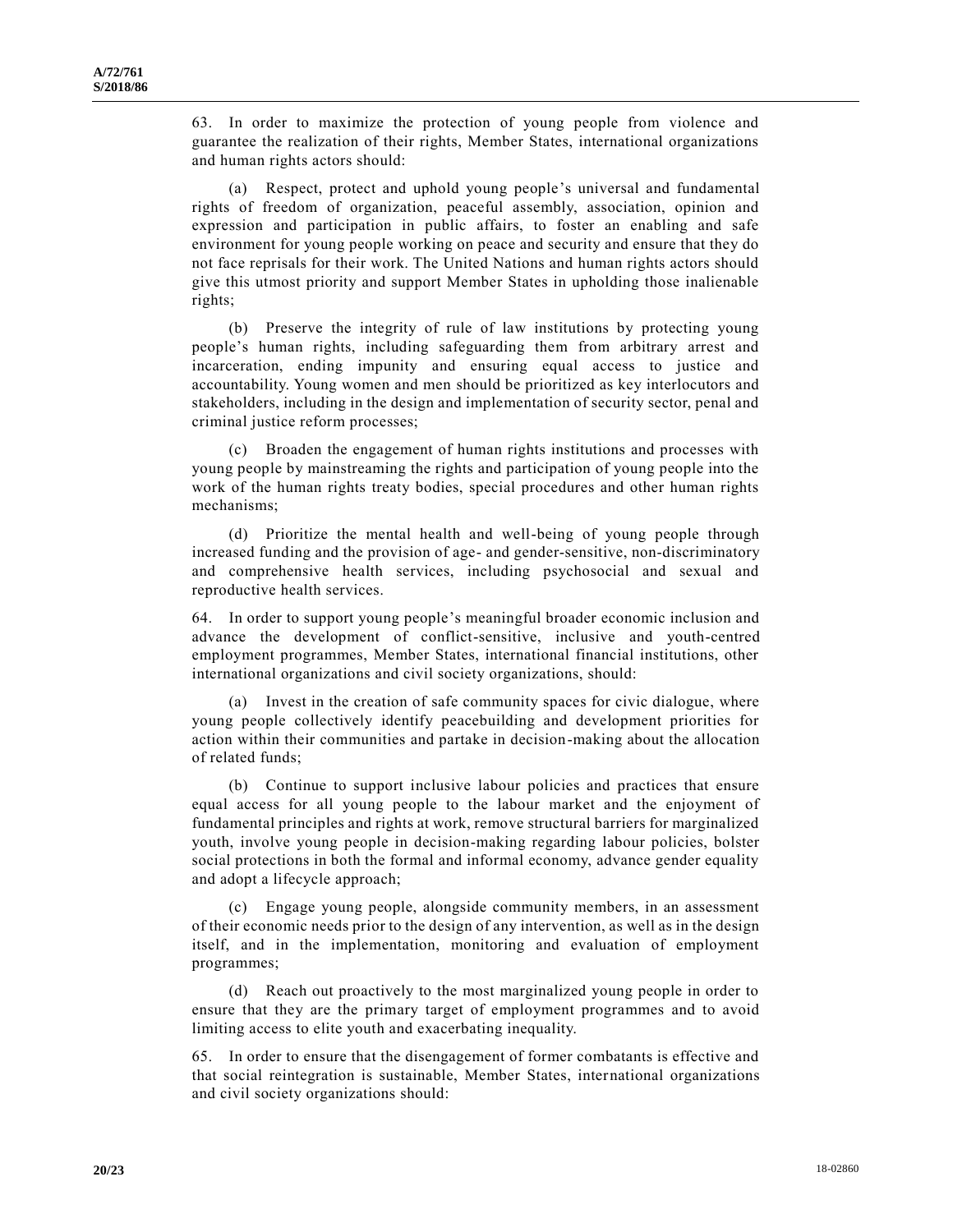63. In order to maximize the protection of young people from violence and guarantee the realization of their rights, Member States, international organizations and human rights actors should:

(a) Respect, protect and uphold young people's universal and fundamental rights of freedom of organization, peaceful assembly, association, opinion and expression and participation in public affairs, to foster an enabling and safe environment for young people working on peace and security and ensure that they do not face reprisals for their work. The United Nations and human rights actors should give this utmost priority and support Member States in upholding those inalienable rights;

(b) Preserve the integrity of rule of law institutions by protecting young people's human rights, including safeguarding them from arbitrary arrest and incarceration, ending impunity and ensuring equal access to justice and accountability. Young women and men should be prioritized as key interlocutors and stakeholders, including in the design and implementation of security sector, penal and criminal justice reform processes;

(c) Broaden the engagement of human rights institutions and processes with young people by mainstreaming the rights and participation of young people into the work of the human rights treaty bodies, special procedures and other human rights mechanisms;

(d) Prioritize the mental health and well-being of young people through increased funding and the provision of age- and gender-sensitive, non-discriminatory and comprehensive health services, including psychosocial and sexual and reproductive health services.

64. In order to support young people's meaningful broader economic inclusion and advance the development of conflict-sensitive, inclusive and youth-centred employment programmes, Member States, international financial institutions, other international organizations and civil society organizations, should:

(a) Invest in the creation of safe community spaces for civic dialogue, where young people collectively identify peacebuilding and development priorities for action within their communities and partake in decision-making about the allocation of related funds;

(b) Continue to support inclusive labour policies and practices that ensure equal access for all young people to the labour market and the enjoyment of fundamental principles and rights at work, remove structural barriers for marginalized youth, involve young people in decision-making regarding labour policies, bolster social protections in both the formal and informal economy, advance gender equality and adopt a lifecycle approach;

(c) Engage young people, alongside community members, in an assessment of their economic needs prior to the design of any intervention, as well as in the design itself, and in the implementation, monitoring and evaluation of employment programmes;

(d) Reach out proactively to the most marginalized young people in order to ensure that they are the primary target of employment programmes and to avoid limiting access to elite youth and exacerbating inequality.

65. In order to ensure that the disengagement of former combatants is effective and that social reintegration is sustainable, Member States, international organizations and civil society organizations should: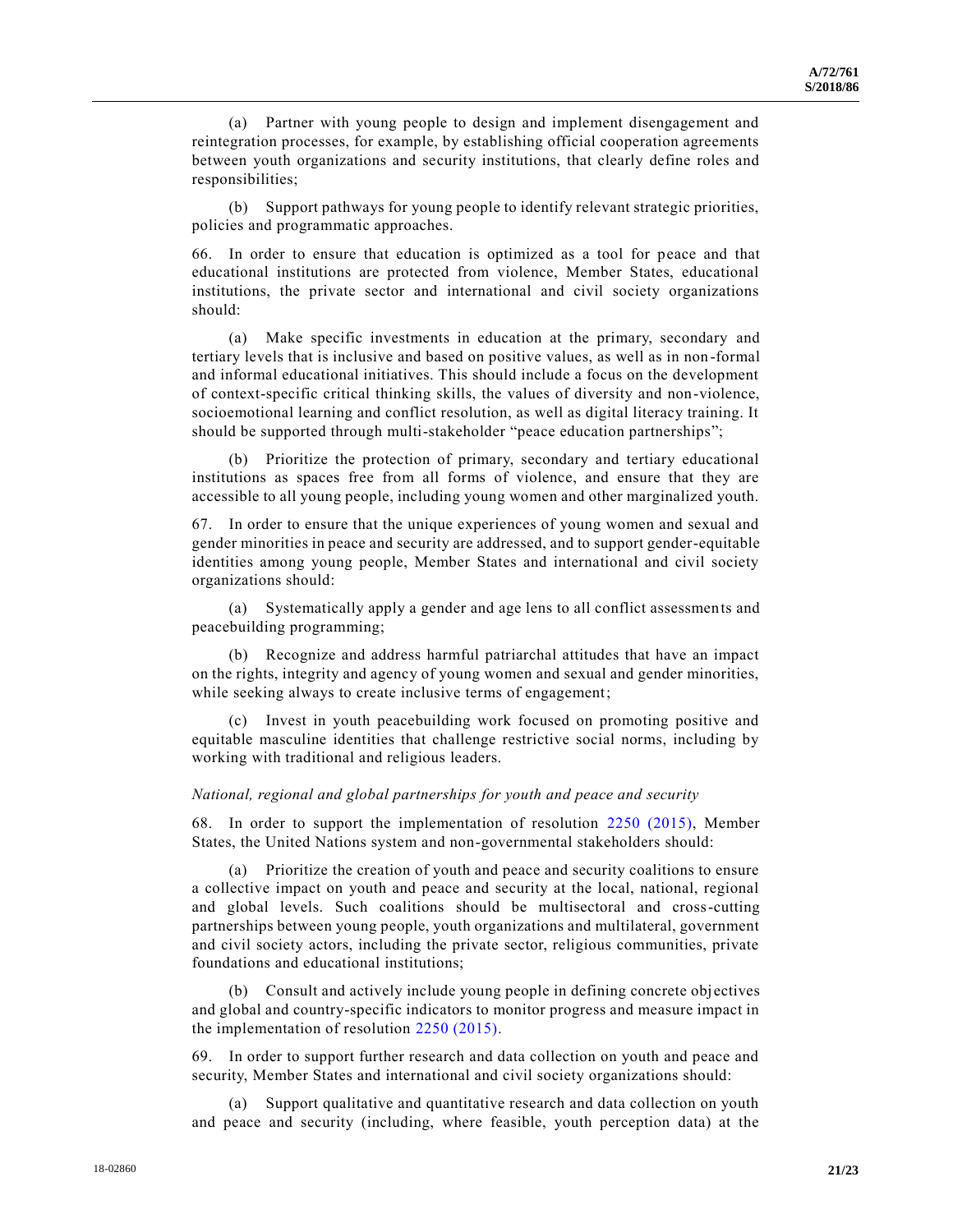(a) Partner with young people to design and implement disengagement and reintegration processes, for example, by establishing official cooperation agreements between youth organizations and security institutions, that clearly define roles and responsibilities;

(b) Support pathways for young people to identify relevant strategic priorities, policies and programmatic approaches.

66. In order to ensure that education is optimized as a tool for peace and that educational institutions are protected from violence, Member States, educational institutions, the private sector and international and civil society organizations should:

(a) Make specific investments in education at the primary, secondary and tertiary levels that is inclusive and based on positive values, as well as in non-formal and informal educational initiatives. This should include a focus on the development of context-specific critical thinking skills, the values of diversity and non-violence, socioemotional learning and conflict resolution, as well as digital literacy training. It should be supported through multi-stakeholder "peace education partnerships";

(b) Prioritize the protection of primary, secondary and tertiary educational institutions as spaces free from all forms of violence, and ensure that they are accessible to all young people, including young women and other marginalized youth.

67. In order to ensure that the unique experiences of young women and sexual and gender minorities in peace and security are addressed, and to support gender-equitable identities among young people, Member States and international and civil society organizations should:

(a) Systematically apply a gender and age lens to all conflict assessments and peacebuilding programming;

(b) Recognize and address harmful patriarchal attitudes that have an impact on the rights, integrity and agency of young women and sexual and gender minorities, while seeking always to create inclusive terms of engagement;

(c) Invest in youth peacebuilding work focused on promoting positive and equitable masculine identities that challenge restrictive social norms, including by working with traditional and religious leaders.

*National, regional and global partnerships for youth and peace and security*

68. In order to support the implementation of resolution 2250 (2015), Member States, the United Nations system and non-governmental stakeholders should:

(a) Prioritize the creation of youth and peace and security coalitions to ensure a collective impact on youth and peace and security at the local, national, regional and global levels. Such coalitions should be multisectoral and cross-cutting partnerships between young people, youth organizations and multilateral, government and civil society actors, including the private sector, religious communities, private foundations and educational institutions;

(b) Consult and actively include young people in defining concrete objectives and global and country-specific indicators to monitor progress and measure impact in the implementation of resolution 2250 (2015).

69. In order to support further research and data collection on youth and peace and security, Member States and international and civil society organizations should:

(a) Support qualitative and quantitative research and data collection on youth and peace and security (including, where feasible, youth perception data) at the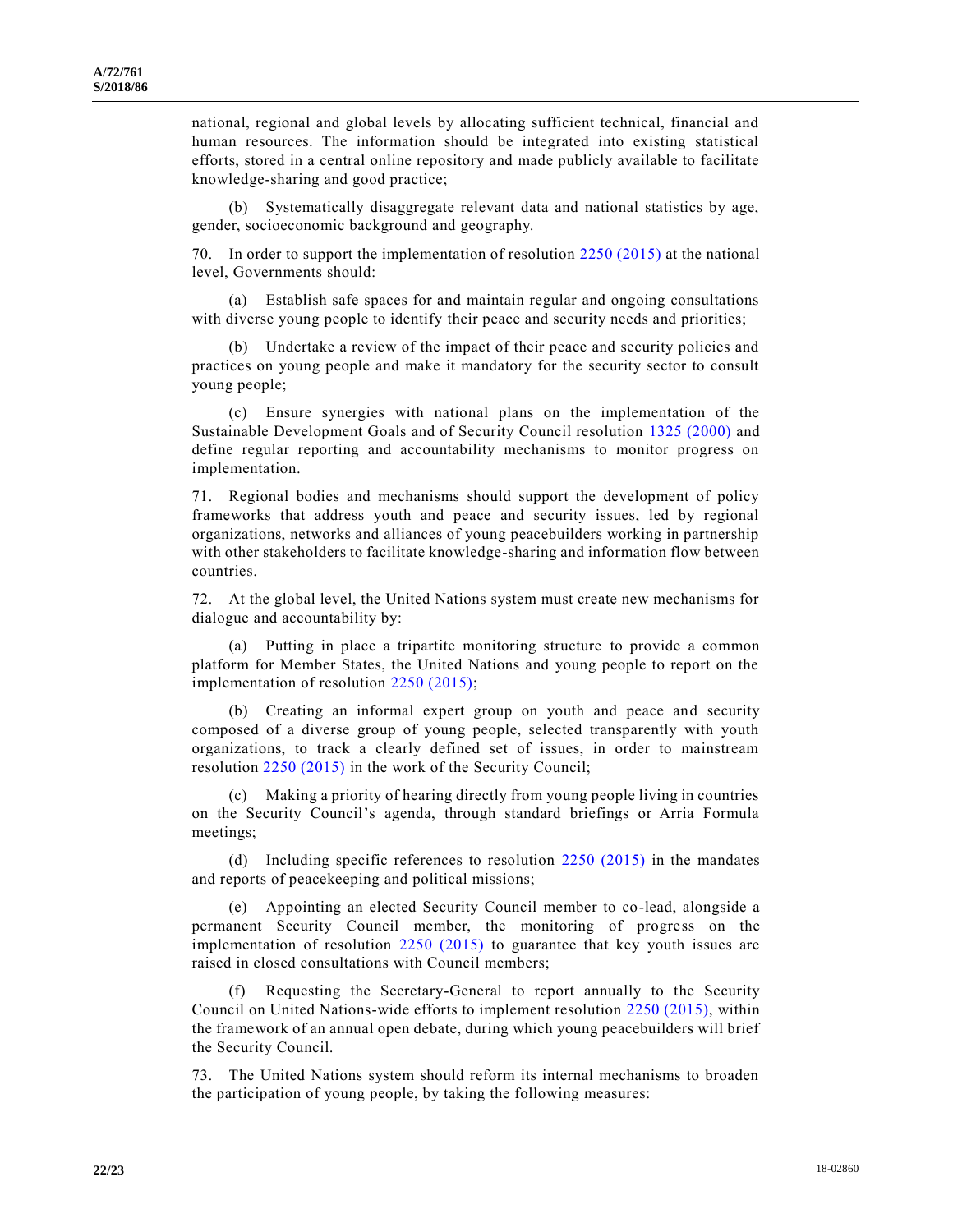national, regional and global levels by allocating sufficient technical, financial and human resources. The information should be integrated into existing statistical efforts, stored in a central online repository and made publicly available to facilitate knowledge-sharing and good practice;

(b) Systematically disaggregate relevant data and national statistics by age, gender, socioeconomic background and geography.

70. In order to support the implementation of resolution 2250 (2015) at the national level, Governments should:

(a) Establish safe spaces for and maintain regular and ongoing consultations with diverse young people to identify their peace and security needs and priorities;

(b) Undertake a review of the impact of their peace and security policies and practices on young people and make it mandatory for the security sector to consult young people;

(c) Ensure synergies with national plans on the implementation of the Sustainable Development Goals and of Security Council resolution 1325 (2000) and define regular reporting and accountability mechanisms to monitor progress on implementation.

71. Regional bodies and mechanisms should support the development of policy frameworks that address youth and peace and security issues, led by regional organizations, networks and alliances of young peacebuilders working in partnership with other stakeholders to facilitate knowledge-sharing and information flow between countries.

72. At the global level, the United Nations system must create new mechanisms for dialogue and accountability by:

(a) Putting in place a tripartite monitoring structure to provide a common platform for Member States, the United Nations and young people to report on the implementation of resolution 2250 (2015);

(b) Creating an informal expert group on youth and peace and security composed of a diverse group of young people, selected transparently with youth organizations, to track a clearly defined set of issues, in order to mainstream resolution 2250 (2015) in the work of the Security Council;

(c) Making a priority of hearing directly from young people living in countries on the Security Council's agenda, through standard briefings or Arria Formula meetings;

(d) Including specific references to resolution 2250 (2015) in the mandates and reports of peacekeeping and political missions;

(e) Appointing an elected Security Council member to co-lead, alongside a permanent Security Council member, the monitoring of progress on the implementation of resolution 2250 (2015) to guarantee that key youth issues are raised in closed consultations with Council members;

(f) Requesting the Secretary-General to report annually to the Security Council on United Nations-wide efforts to implement resolution 2250 (2015), within the framework of an annual open debate, during which young peacebuilders will brief the Security Council.

73. The United Nations system should reform its internal mechanisms to broaden the participation of young people, by taking the following measures: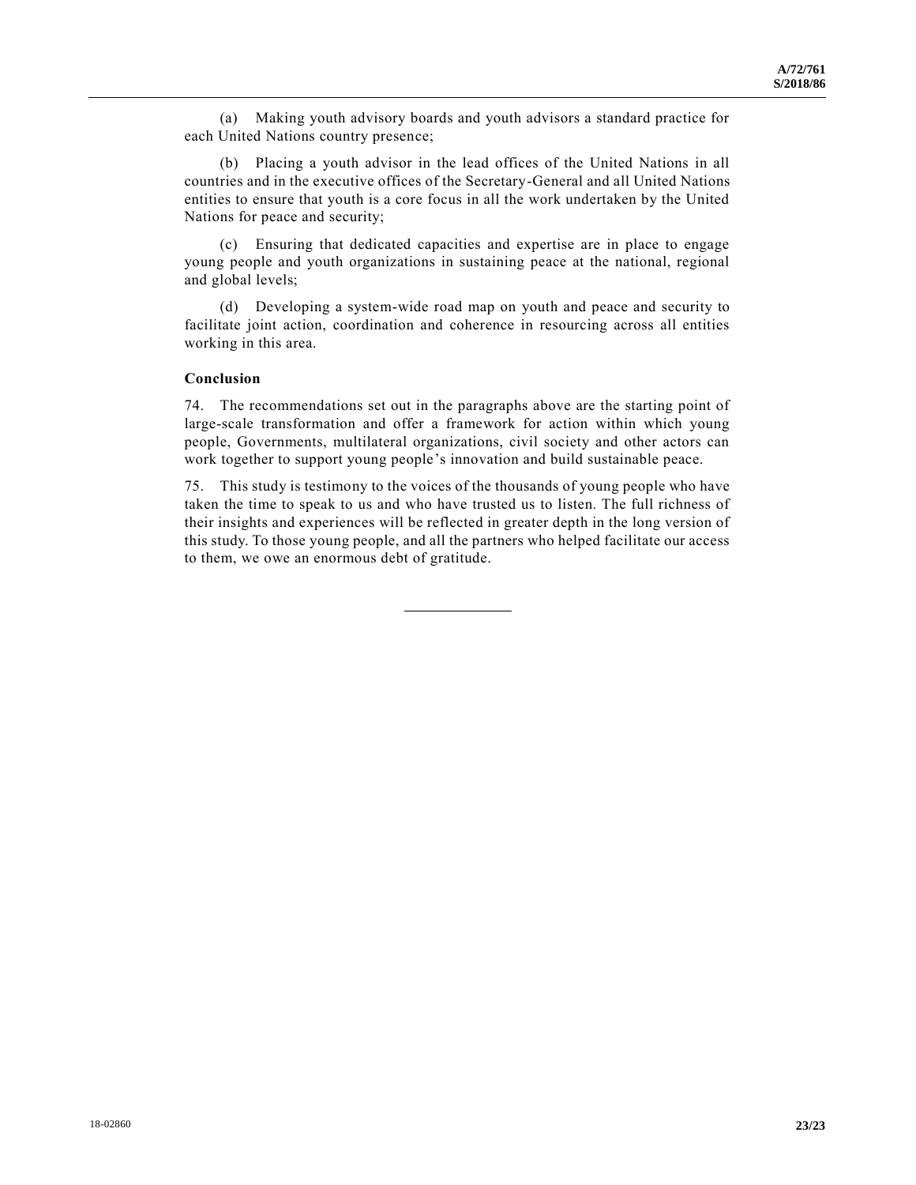(a) Making youth advisory boards and youth advisors a standard practice for each United Nations country presence;

(b) Placing a youth advisor in the lead offices of the United Nations in all countries and in the executive offices of the Secretary-General and all United Nations entities to ensure that youth is a core focus in all the work undertaken by the United Nations for peace and security;

(c) Ensuring that dedicated capacities and expertise are in place to engage young people and youth organizations in sustaining peace at the national, regional and global levels;

(d) Developing a system-wide road map on youth and peace and security to facilitate joint action, coordination and coherence in resourcing across all entities working in this area.

**Conclusion**

74. The recommendations set out in the paragraphs above are the starting point of large-scale transformation and offer a framework for action within which young people, Governments, multilateral organizations, civil society and other actors can work together to support young people's innovation and build sustainable peace.

75. This study is testimony to the voices of the thousands of young people who have taken the time to speak to us and who have trusted us to listen. The full richness of their insights and experiences will be reflected in greater depth in the long version of this study. To those young people, and all the partners who helped facilitate our access to them, we owe an enormous debt of gratitude.